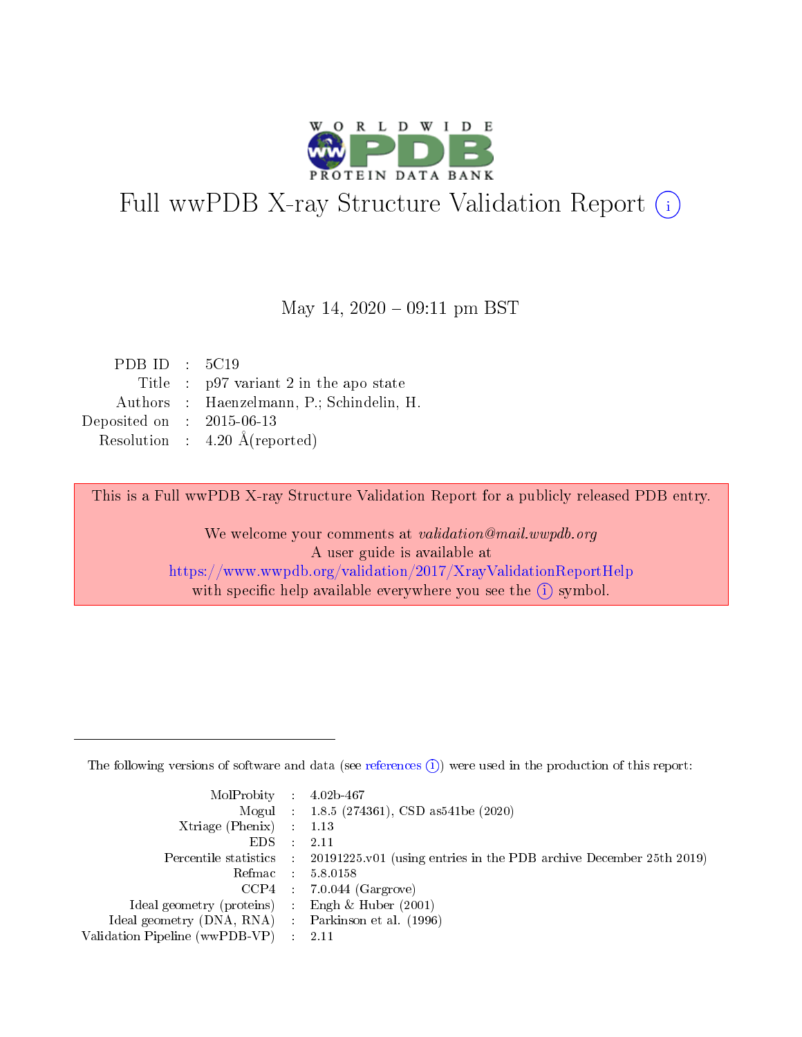# Full wwPDB X-ray Structure Validation Report (i)

May 14, 2020 – 09:11 pm BST

| | | |
|---|---|---|
| PDB ID | : | 5C19 |
| Title | : | p97 variant 2 in the apo state |
| Authors | : | Haenzelmann, P.; Schindelin, H. |
| Deposited on | : | 2015-06-13 |
| Resolution | : | 4.20 Å(reported) |

This is a Full wwPDB X-ray Structure Validation Report for a publicly released PDB entry.

We welcome your comments at *validation@mail.wwpdb.org*
A user guide is available at
https://www.wwpdb.org/validation/2017/XrayValidationReportHelp
with specific help available everywhere you see the (i) symbol.

The following versions of software and data (see references (i)) were used in the production of this report:

| | | |
|---|---|---|
| MolProbity | : | 4.02b-467 |
| Mogul | : | 1.8.5 (274361), CSD as541be (2020) |
| Xtriage (Phenix) | : | 1.13 |
| EDS | : | 2.11 |
| Percentile statistics | : | 20191225.v01 (using entries in the PDB archive December 25th 2019) |
| Refmac | : | 5.8.0158 |
| CCP4 | : | 7.0.044 (Gargrove) |
| Ideal geometry (proteins) | : | Engh & Huber (2001) |
| Ideal geometry (DNA, RNA) | : | Parkinson et al. (1996) |
| Validation Pipeline (wwPDB-VP) | : | 2.11 |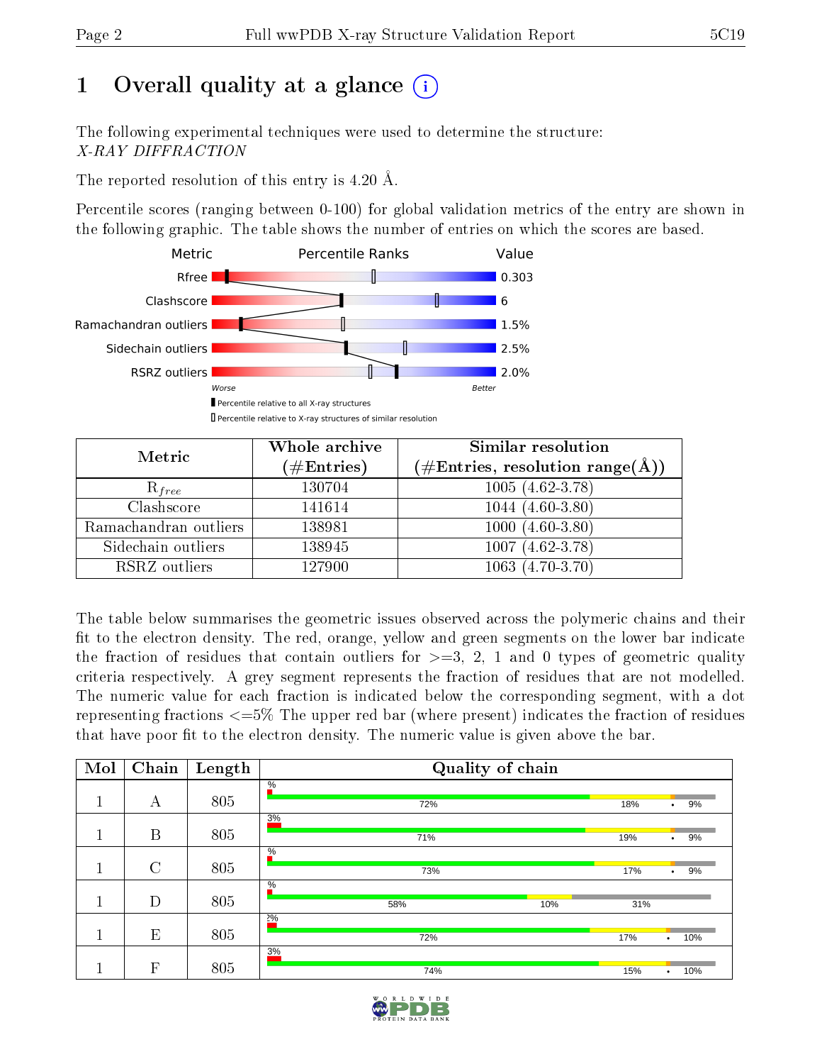# 1 Overall quality at a glance (i)

The following experimental techniques were used to determine the structure:
*X-RAY DIFFRACTION*

The reported resolution of this entry is 4.20 Å.

Percentile scores (ranging between 0-100) for global validation metrics of the entry are shown in the following graphic. The table shows the number of entries on which the scores are based.

| Metric | Value |
|---|---|
| Rfree | 0.303 |
| Clashscore | 6 |
| Ramachandran outliers | 1.5% |
| Sidechain outliers | 2.5% |
| RSRZ outliers | 2.0% |

Worse — Better

▮ Percentile relative to all X-ray structures
▯ Percentile relative to X-ray structures of similar resolution

| Metric | Whole archive (#Entries) | Similar resolution (#Entries, resolution range(Å)) |
|---|---|---|
| $R_{free}$ | 130704 | 1005 (4.62-3.78) |
| Clashscore | 141614 | 1044 (4.60-3.80) |
| Ramachandran outliers | 138981 | 1000 (4.60-3.80) |
| Sidechain outliers | 138945 | 1007 (4.62-3.78) |
| RSRZ outliers | 127900 | 1063 (4.70-3.70) |

The table below summarises the geometric issues observed across the polymeric chains and their fit to the electron density. The red, orange, yellow and green segments on the lower bar indicate the fraction of residues that contain outliers for >=3, 2, 1 and 0 types of geometric quality criteria respectively. A grey segment represents the fraction of residues that are not modelled. The numeric value for each fraction is indicated below the corresponding segment, with a dot representing fractions <=5% The upper red bar (where present) indicates the fraction of residues that have poor fit to the electron density. The numeric value is given above the bar.

| Mol | Chain | Length | Quality of chain |
|---|---|---|---|
| 1 | A | 805 | %; 72%, 18%, •, 9% |
| 1 | B | 805 | 3%; 71%, 19%, •, 9% |
| 1 | C | 805 | %; 73%, 17%, •, 9% |
| 1 | D | 805 | %; 58%, 10%, 31% |
| 1 | E | 805 | 2%; 72%, 17%, •, 10% |
| 1 | F | 805 | 3%; 74%, 15%, •, 10% |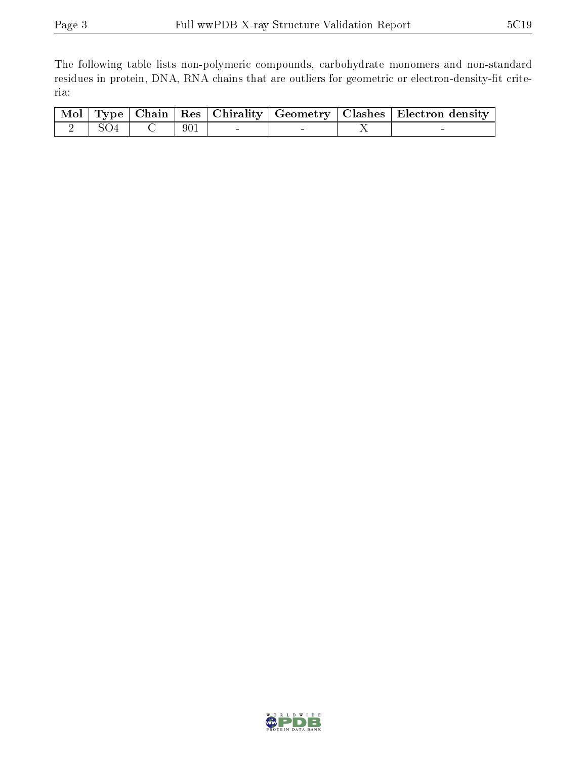The following table lists non-polymeric compounds, carbohydrate monomers and non-standard residues in protein, DNA, RNA chains that are outliers for geometric or electron-density-fit criteria:

| Mol | Type | Chain | Res | Chirality | Geometry | Clashes | Electron density |
|---|---|---|---|---|---|---|---|
| 2 | SO4 | C | 901 | - | - | X | - |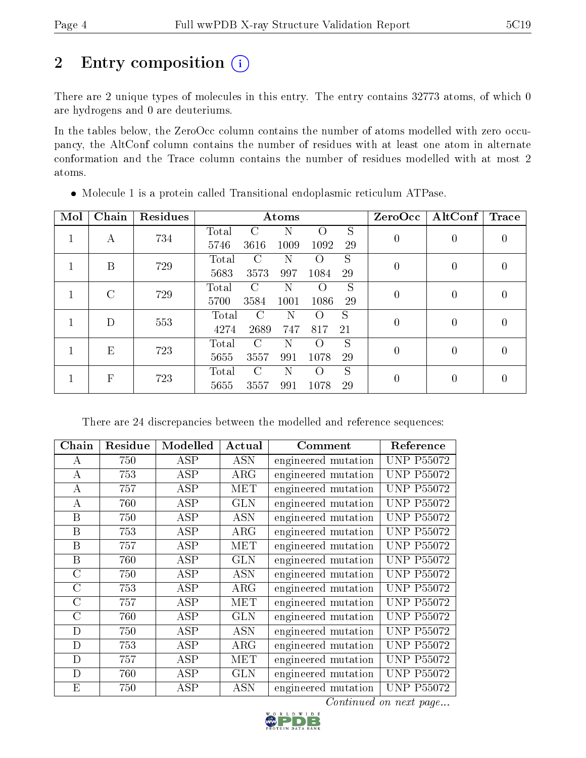# 2 Entry composition

There are 2 unique types of molecules in this entry. The entry contains 32773 atoms, of which 0 are hydrogens and 0 are deuteriums.

In the tables below, the ZeroOcc column contains the number of atoms modelled with zero occupancy, the AltConf column contains the number of residues with at least one atom in alternate conformation and the Trace column contains the number of residues modelled with at most 2 atoms.

- Molecule 1 is a protein called Transitional endoplasmic reticulum ATPase.

| Mol | Chain | Residues | Atoms | | | | | ZeroOcc | AltConf | Trace |
|---|---|---|---|---|---|---|---|---|---|---|
| 1 | A | 734 | Total 5746 | C 3616 | N 1009 | O 1092 | S 29 | 0 | 0 | 0 |
| 1 | B | 729 | Total 5683 | C 3573 | N 997 | O 1084 | S 29 | 0 | 0 | 0 |
| 1 | C | 729 | Total 5700 | C 3584 | N 1001 | O 1086 | S 29 | 0 | 0 | 0 |
| 1 | D | 553 | Total 4274 | C 2689 | N 747 | O 817 | S 21 | 0 | 0 | 0 |
| 1 | E | 723 | Total 5655 | C 3557 | N 991 | O 1078 | S 29 | 0 | 0 | 0 |
| 1 | F | 723 | Total 5655 | C 3557 | N 991 | O 1078 | S 29 | 0 | 0 | 0 |

There are 24 discrepancies between the modelled and reference sequences:

| Chain | Residue | Modelled | Actual | Comment | Reference |
|---|---|---|---|---|---|
| A | 750 | ASP | ASN | engineered mutation | UNP P55072 |
| A | 753 | ASP | ARG | engineered mutation | UNP P55072 |
| A | 757 | ASP | MET | engineered mutation | UNP P55072 |
| A | 760 | ASP | GLN | engineered mutation | UNP P55072 |
| B | 750 | ASP | ASN | engineered mutation | UNP P55072 |
| B | 753 | ASP | ARG | engineered mutation | UNP P55072 |
| B | 757 | ASP | MET | engineered mutation | UNP P55072 |
| B | 760 | ASP | GLN | engineered mutation | UNP P55072 |
| C | 750 | ASP | ASN | engineered mutation | UNP P55072 |
| C | 753 | ASP | ARG | engineered mutation | UNP P55072 |
| C | 757 | ASP | MET | engineered mutation | UNP P55072 |
| C | 760 | ASP | GLN | engineered mutation | UNP P55072 |
| D | 750 | ASP | ASN | engineered mutation | UNP P55072 |
| D | 753 | ASP | ARG | engineered mutation | UNP P55072 |
| D | 757 | ASP | MET | engineered mutation | UNP P55072 |
| D | 760 | ASP | GLN | engineered mutation | UNP P55072 |
| E | 750 | ASP | ASN | engineered mutation | UNP P55072 |

*Continued on next page...*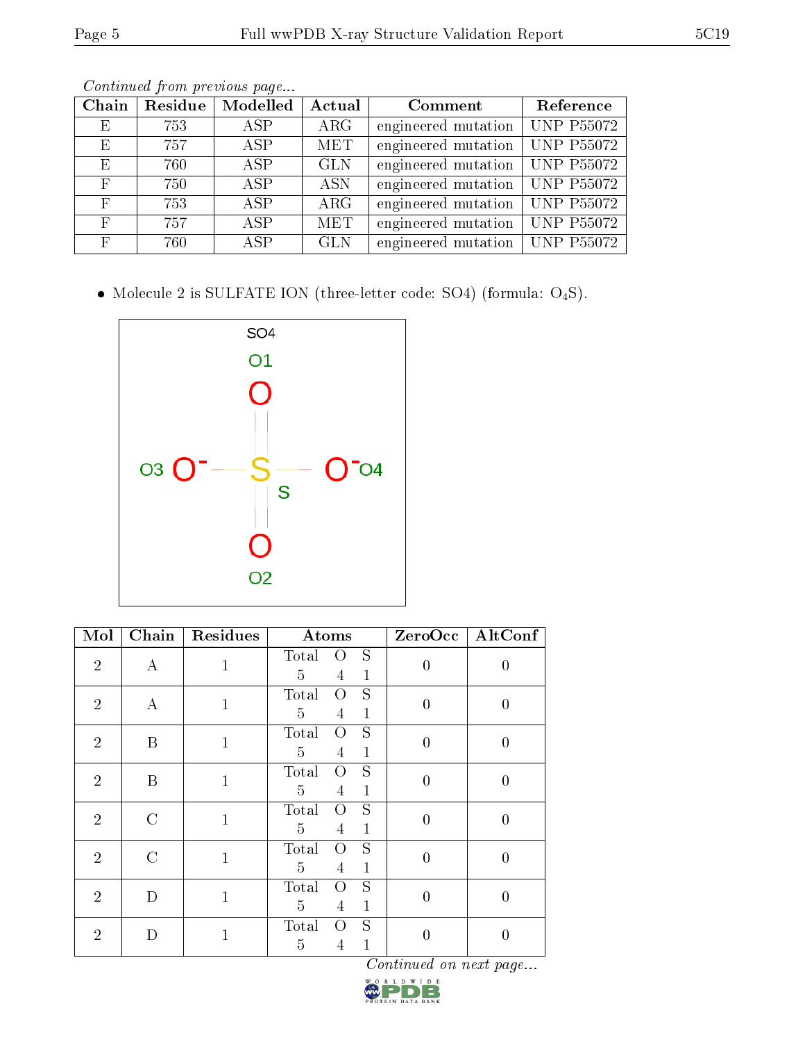*Continued from previous page...*

| Chain | Residue | Modelled | Actual | Comment | Reference |
|---|---|---|---|---|---|
| E | 753 | ASP | ARG | engineered mutation | UNP P55072 |
| E | 757 | ASP | MET | engineered mutation | UNP P55072 |
| E | 760 | ASP | GLN | engineered mutation | UNP P55072 |
| F | 750 | ASP | ASN | engineered mutation | UNP P55072 |
| F | 753 | ASP | ARG | engineered mutation | UNP P55072 |
| F | 757 | ASP | MET | engineered mutation | UNP P55072 |
| F | 760 | ASP | GLN | engineered mutation | UNP P55072 |

- Molecule 2 is SULFATE ION (three-letter code: SO4) (formula: $O_4S$).

| Mol | Chain | Residues | Atoms | | | ZeroOcc | AltConf |
|---|---|---|---|---|---|---|---|
| | | | Total | O | S | | |
| 2 | A | 1 | 5 | 4 | 1 | 0 | 0 |
| 2 | A | 1 | 5 | 4 | 1 | 0 | 0 |
| 2 | B | 1 | 5 | 4 | 1 | 0 | 0 |
| 2 | B | 1 | 5 | 4 | 1 | 0 | 0 |
| 2 | C | 1 | 5 | 4 | 1 | 0 | 0 |
| 2 | C | 1 | 5 | 4 | 1 | 0 | 0 |
| 2 | D | 1 | 5 | 4 | 1 | 0 | 0 |
| 2 | D | 1 | 5 | 4 | 1 | 0 | 0 |

*Continued on next page...*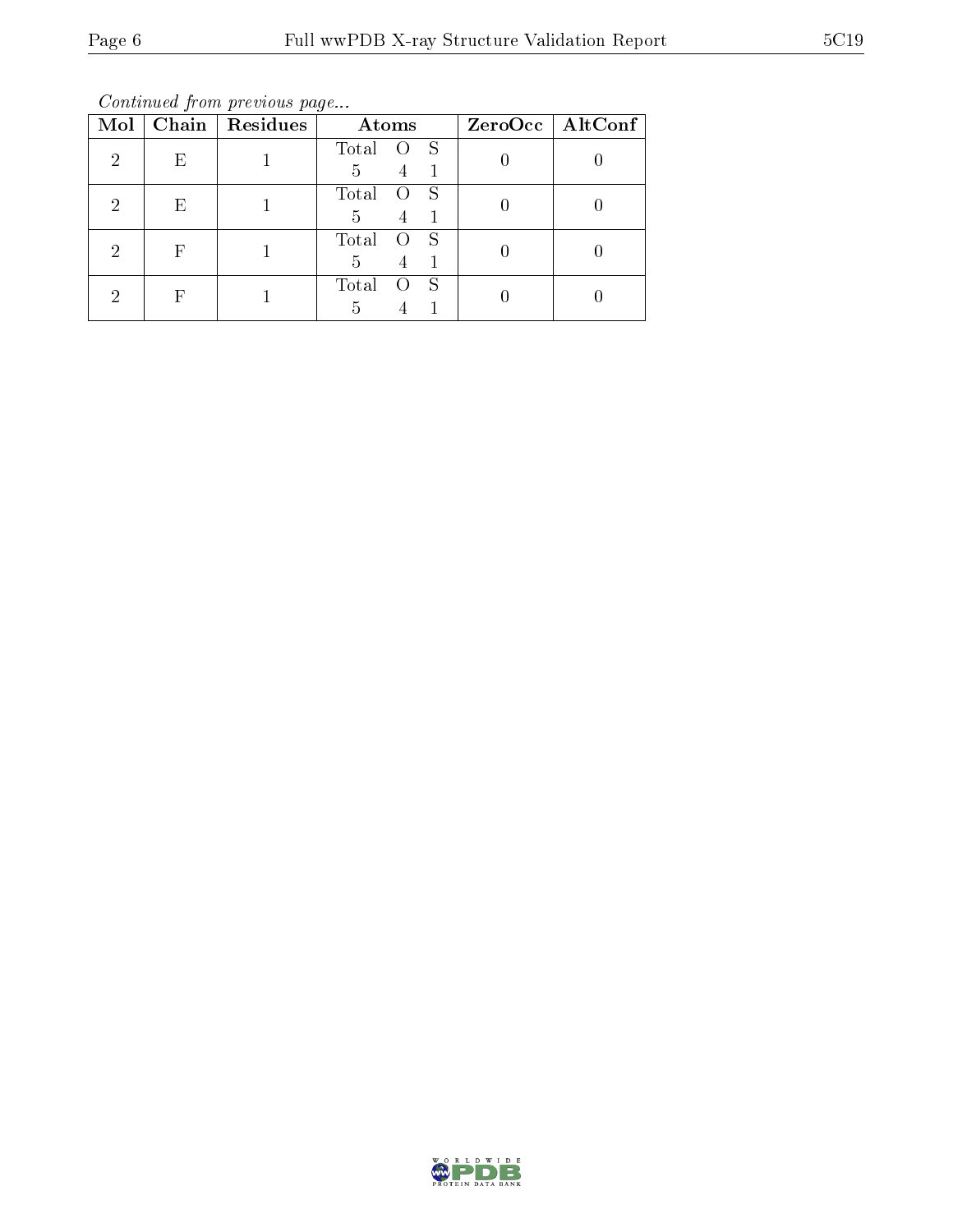*Continued from previous page...*

| Mol | Chain | Residues | Atoms | ZeroOcc | AltConf |
|---|---|---|---|---|---|
| 2 | E | 1 | Total O S<br>5 4 1 | 0 | 0 |
| 2 | E | 1 | Total O S<br>5 4 1 | 0 | 0 |
| 2 | F | 1 | Total O S<br>5 4 1 | 0 | 0 |
| 2 | F | 1 | Total O S<br>5 4 1 | 0 | 0 |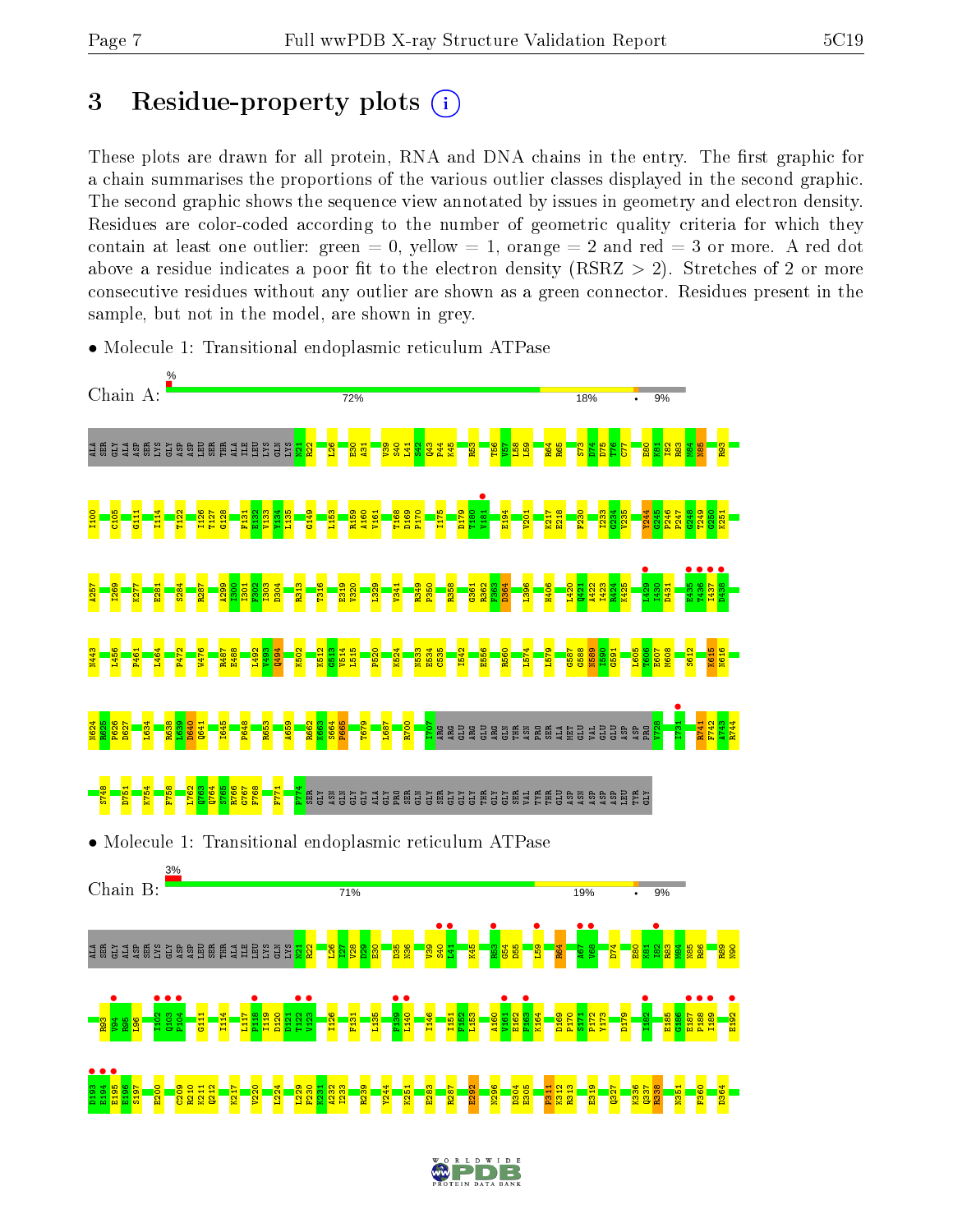# 3 Residue-property plots

These plots are drawn for all protein, RNA and DNA chains in the entry. The first graphic for a chain summarises the proportions of the various outlier classes displayed in the second graphic. The second graphic shows the sequence view annotated by issues in geometry and electron density. Residues are color-coded according to the number of geometric quality criteria for which they contain at least one outlier: green = 0, yellow = 1, orange = 2 and red = 3 or more. A red dot above a residue indicates a poor fit to the electron density (RSRZ > 2). Stretches of 2 or more consecutive residues without any outlier are shown as a green connector. Residues present in the sample, but not in the model, are shown in grey.

- Molecule 1: Transitional endoplasmic reticulum ATPase

Chain A: % | 72% | 18% | • | 9%

- Molecule 1: Transitional endoplasmic reticulum ATPase

Chain B: 3% | 71% | 19% | • | 9%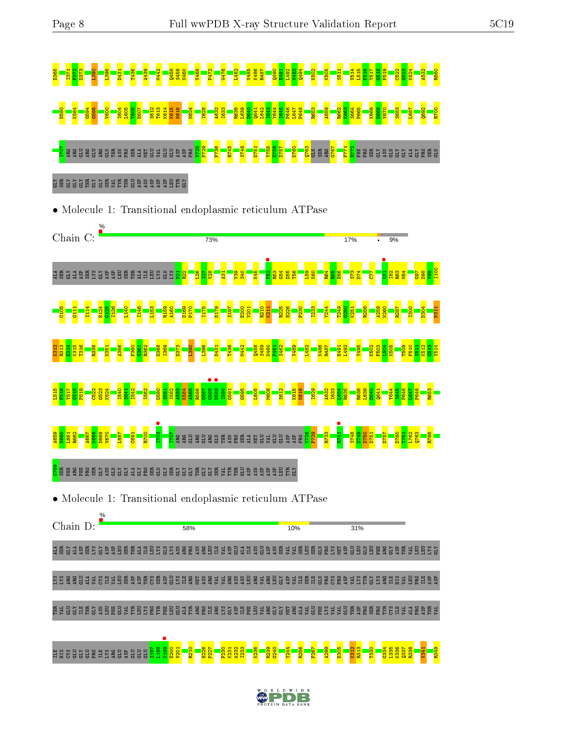D368 I371 F372 D373 I390 I396 D431 T436 A439 M442 Q458 S459 N460 V468 F472 W476 I482 V485 K486 R487 Q490 E491 L492 Y493 Q494 K502 K505 S511 V514 L515 F516 Y517 G518 P519 C522 G523 K524 A532 R560

D580 K584 G594 G595 V600 I604 L605 T606 E607 S612 T613 K614 K615 N616 N624 I628 A632 I633 R638 L639 D640 Q641 L642 I643 Y644 I645 P646 L647 P648 R653 A659 R662 K663 S664 P665 K668 D669 V670 S683 L687 Q692 R700

I707 ARG ARG GLU ARG GLU ARG GLN THR ASN PRO SER ALA MET GLU VAL GLU GLU ASP ASP PRO V728 P729 F736 R745 S748 D751 Y755 E756 D757 D760 Q763 GLN SER ARG G767 F771 R772 PHE PRO SER GLY ASN GLN GLY GLY ALA GLY PRO SER GLN

GLY SER GLY GLY GLY THR GLY GLY SER VAL TYR THR GLU ASP ASN ASP ASP ASP LEU TYR GLY

• Molecule 1: Transitional endoplasmic reticulum ATPase

Chain C: % 73% 17% • 9%

ALA SER GLY ALA ASP SER LYS GLY ASP ASP LEU SER THR ALA ILE LEU LYS GLN LYS N21 R22 L26 T27 V28 A31 V39 S40 K45 F52 R53 G54 D55 T56 L59 K60 R64 R65 E66 S73 D74 C77 K81 I82 R83 M84 G97 D98 V99 I100

C105 G111 I114 E124 G125 I126 L140 I146 L153 R159 A160 D169 P170 I175 D179 S197 E200 V201 R210 K211 R225 H226 F230 I233 Y244 T249 G250 K251 R256 A259 N260 R287 I300 D304 P311

K312 R313 E314 K315 T316 R338 N351 A356 F360 G361 R362 D368 I369 D373 I390 L396 D431 T436 M442 Q458 S459 N460 P461 S462 V469 I482 K486 R487 E491 L492 Y495 K502 F503 L504 K505 T509 P510 S511 K512 G513 V514

L515 F516 Y517 G518 P519 C522 G523 K524 I540 S541 I542 I562 D580 S581 I582 A583 K584 A585 R586 G587 G588 N589 I590 G591 G595 L605 M608 S612 K615 N616 I629 A632 I633 L634 R635 R638 L639 D640 Q641 Y644 I645 P646 L647 P648 R653

A659 L660 I661 R662 A667 K668 D669 V670 L687 Q691 R700 I703 I707 ARG ARG GLU ARG GLU ARG GLN THR ASN PRO SER ALA MET GLU VAL GLU GLU ASP ASP PRO V728 P729 R733 R741 S748 D749 D750 D751 D757 D760 Y761 L762 Q763 R766

G769 SER PHE ARG PHE PRO SER GLY ASN GLN GLY GLY ALA GLY PRO SER GLN GLY SER GLY GLY GLY THR GLY GLY SER VAL TYR THR GLU ASP ASN ASP ASP ASP LEU TYR GLY

• Molecule 1: Transitional endoplasmic reticulum ATPase

Chain D: % 58% 10% 31%

ALA SER GLY ALA ASP SER LYS GLY ASP ASP LEU SER THR ALA ILE LEU LYS GLN LYS ASN ARG PRO ASN ARG LEU ILE VAL ASP GLU ALA ILE ASN GLU ASP ASN SER VAL VAL SER LEU SER GLN PRO LYS MET ASP GLU LEU GLN LEU PHE ARG GLY ASP THR VAL LEU LEU LYS GLY

LYS LYS ARG ARG GLU ALA VAL CYS ILE VAL LEU SER ASP ASP THR CYS SER ASP GLU LYS ILE ARG MET ASN ARG VAL VAL ARG ASN ASN LEU ARG VAL ARG LEU GLY ASP VAL ILE SER ILE GLN PRO CYS PRO ASP VAL LYS TYR GLY LYS ARG ILE HIS VAL LEU PRO ILE ASP ASP

THR VAL GLU GLY ILE THR GLY ASN LEU PHE GLU VAL TYR LEU LYS PRO TYR PHE LEU GLU ALA TYR ARG PRO ILE ARG LYS GLY ASP ILE PHE LEU VAL ARG GLY GLY MET ARG ALA VAL GLU PHE LYS VAL VAL GLU THR ASP PRO SER PRO TYR CYS ILE VAL ALA PRO ASP THR VAL

ILE HIS CYS GLU GLY GLU PRO ILE LYS ARG GLU ASP GLU GLU GLU S197 L198 N199 E200 V201 R210 H226 P227 F230 K231 A232 I233 K236 R239 G240 Y244 R256 F267 A299 E305 K312 R313 T330 G334 L335 K336 G337 R338 V341 R349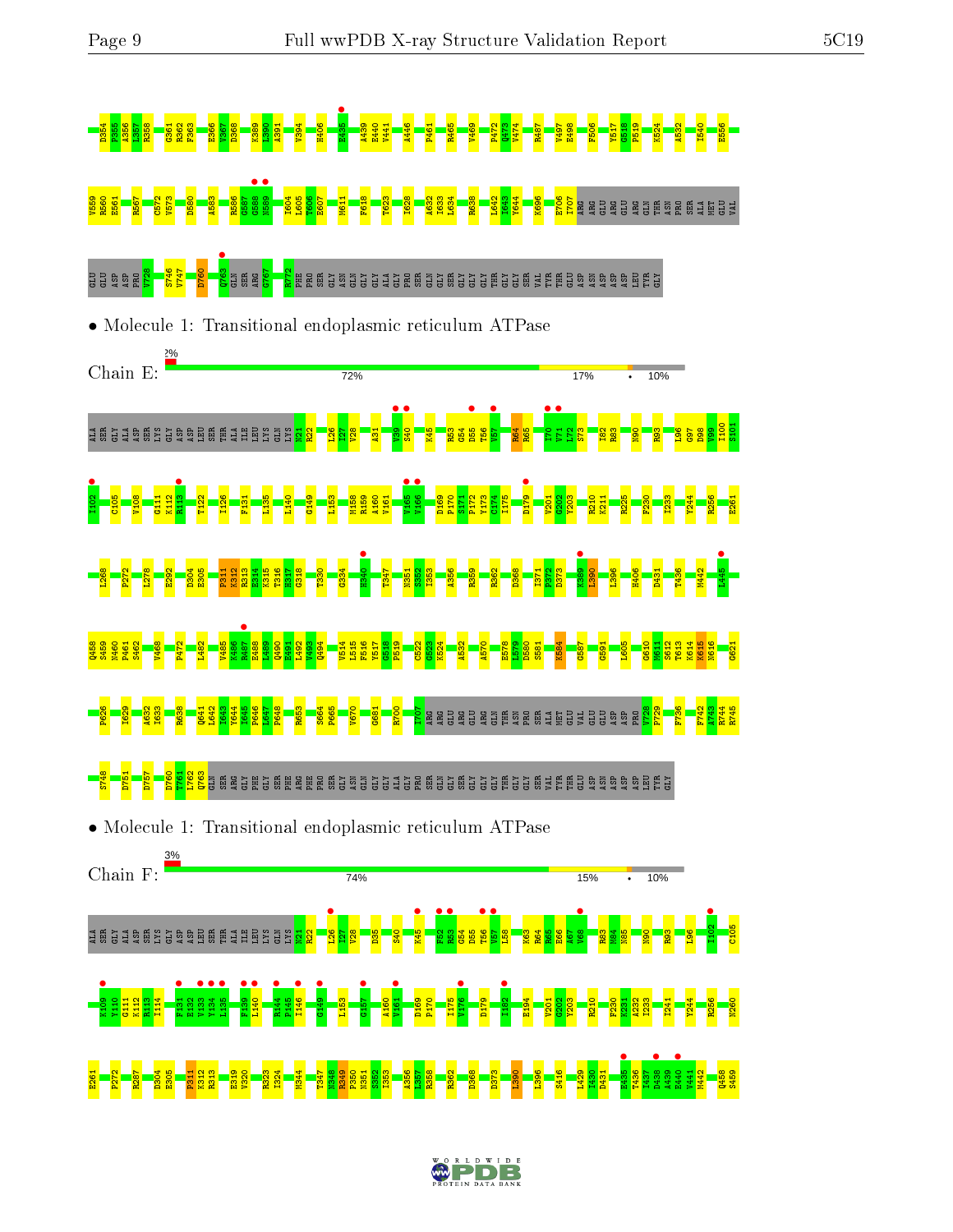D354 P355 A356 L357 R358 G361 R362 F363 E366 V367 D368 K389 L390 A391 V394 H406 E435 A439 E440 V441 A446 P461 R465 V469 P472 Q473 V474 R487 V497 E498 F506 Y517 G518 P519 K524 A532 I540 E556

V559 R560 E561 R567 C572 V573 D580 A583 R586 G587 G588 N589 I604 L605 R606 E607 M611 F618 T623 I628 A632 I633 L634 R638 L642 I643 Y644 K696 E706 I707 ARG ARG GLU ARG GLU ARG GLN THR ASN PRO SER ALA MET GLU VAL

GLU GLU ASP ASP PRO V728 S746 V747 D760 Q763 GLN SER ARG G767 R772 PHE PRO SER GLY ASN GLN GLY GLY ALA GLY PRO SER GLN GLY SER GLY GLY GLY THR GLY GLY SER VAL TYR THR GLU ASP ASN ASP ASP ASP LEU TYR GLY

• Molecule 1: Transitional endoplasmic reticulum ATPase

Chain E: 2% | 72% | 17% | • | 10%

ALA SER GLY ALA ASP SER LYS GLY ASP ASP LEU SER THR ALA ILE LEU LYS GLN LYS N21 R22 L26 I27 V28 A31 V39 S40 K45 R53 G54 D55 T56 V57 R64 R65 I70 V71 L72 S73 I82 R83 N90 R93 L96 G97 D98 V99 I100 S101

I102 C105 V108 G111 K112 R113 T122 I126 F131 L135 I140 G149 L153 M158 R159 A160 V161 V165 V166 D169 P170 S171 P172 Y173 C174 I175 D179 V201 G202 Y203 R210 K211 R225 F230 I233 Y244 R256 E261

L268 P272 L278 E292 D304 E305 P311 K312 R313 E314 K315 T316 H317 G318 T330 G334 H340 T347 N351 S352 I353 A356 R359 R362 D368 I371 P372 D373 K389 L390 L396 H406 D431 T436 M442 L445

Q458 S459 N460 P461 S462 V468 P472 L482 V485 K486 R487 E488 L489 Q490 E491 V492 Q494 V514 L515 F516 Y517 G518 P519 C522 G523 K524 A532 A570 E578 L579 D580 S581 K584 G587 G591 L605 G610 M611 S612 T613 K614 K615 N616 G621

P626 I629 A632 I633 R638 Q641 L642 I643 Y644 I645 P646 L647 P648 R653 S664 P665 V670 G681 R700 I707 ARG ARG GLU ARG GLU ARG GLN THR ASN PRO SER ALA MET GLU VAL GLU GLU ASP ASP PRO V728 P729 F736 F742 A743 R744 R745

S748 D751 D757 D760 T761 L762 Q763 GLN SER ARG GLY PHE GLY SER PHE ARG PHE PRO SER GLY ASN GLN GLY GLY ALA GLY PRO SER GLN GLY SER GLY GLY GLY THR GLY GLY SER VAL TYR THR GLU ASP ASN ASP ASP ASP LEU TYR GLY

• Molecule 1: Transitional endoplasmic reticulum ATPase

Chain F: 3% | 74% | 15% | • | 10%

ALA SER GLY ALA ASP SER LYS GLY ASP ASP LEU SER THR ALA ILE LEU LYS GLN LYS N21 R22 L26 I27 V28 D35 S40 K45 P52 R53 G54 D55 T56 V57 L58 K63 R64 R65 E66 A67 V68 R83 M84 N85 N90 R93 L96 I102 C105

K109 V110 G111 K112 R113 I114 F131 E132 V133 Y134 L135 F139 L140 R144 P145 I146 G149 L153 G157 A160 V161 D169 P170 I175 V176 D179 I182 E194 V201 G202 Y203 R210 F230 K231 A232 I233 I241 Y244 R256 N260

E261 P272 R287 D304 E305 P311 K312 R313 E319 V320 R323 I324 M344 T347 N348 R349 P350 N351 S352 I353 A356 L357 R358 R362 D368 D373 L390 L396 S416 I429 I430 D431 E435 T436 I437 D438 A439 E440 V441 M442 Q458 S459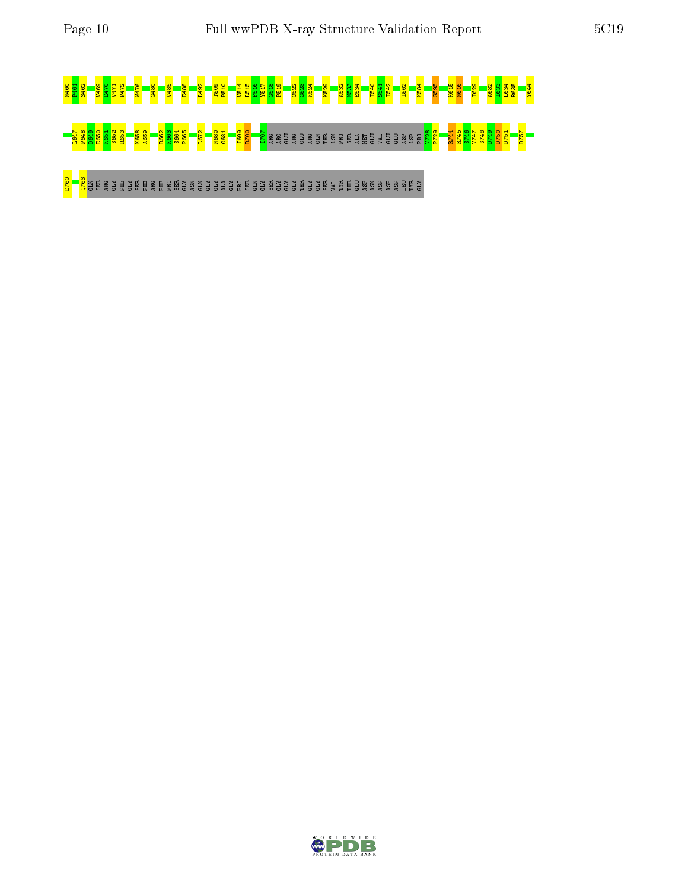N460 P461 S462 V469 E470 V471 F472 W476 G480 V485 E488 L492 T509 P510 V514 L515 F516 Y517 G518 P519 C522 G523 K524 K529 A532 N533 E534 I540 S541 I542 I562 K584 G595 K615 N616 I629 A632 I633 L634 R635 Y644

L647 P648 D649 E650 K651 S652 R653 K658 A659 R662 K663 S664 P665 L672 N680 G681 I699 R700 I707 ARG ARG GLU ARG GLU ARG GLN THR ASN PRO SER ALA MET GLU VAL GLU GLU ASP ASP PRO V728 P729 R744 R745 S746 V747 S748 D749 D750 D751 D757

D760 Q763 GLN SER ARG GLY PHE GLY SER PHE ARG PHE PRO SER GLY ASN GLN GLY GLY ALA GLY PRO SER GLN GLY SER GLY GLY GLY THR GLY GLY SER VAL TYR THR THR GLU ASP ASN ASP ASP ASP LEU TYR GLY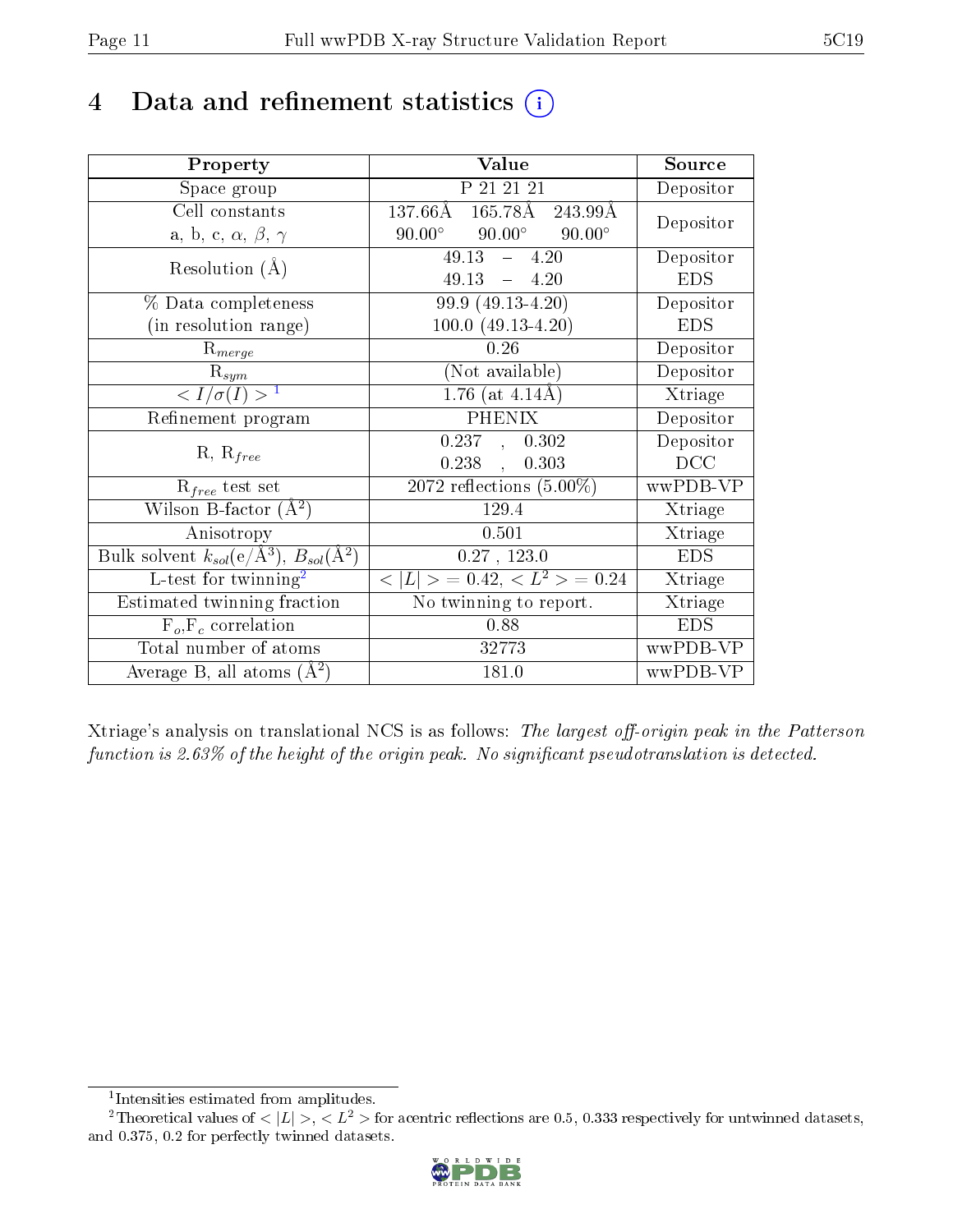# 4 Data and refinement statistics

| Property | Value | Source |
|---|---|---|
| Space group | P 21 21 21 | Depositor |
| Cell constants<br>a, b, c, $\alpha$, $\beta$, $\gamma$ | 137.66Å 165.78Å 243.99Å<br>90.00° 90.00° 90.00° | Depositor |
| Resolution (Å) | 49.13 – 4.20<br>49.13 – 4.20 | Depositor<br>EDS |
| % Data completeness<br>(in resolution range) | 99.9 (49.13-4.20)<br>100.0 (49.13-4.20) | Depositor<br>EDS |
| $R_{merge}$ | 0.26 | Depositor |
| $R_{sym}$ | (Not available) | Depositor |
| $< I/\sigma(I) >$ [1] | 1.76 (at 4.14Å) | Xtriage |
| Refinement program | PHENIX | Depositor |
| R, $R_{free}$ | 0.237 , 0.302<br>0.238 , 0.303 | Depositor<br>DCC |
| $R_{free}$ test set | 2072 reflections (5.00%) | wwPDB-VP |
| Wilson B-factor (Å$^2$) | 129.4 | Xtriage |
| Anisotropy | 0.501 | Xtriage |
| Bulk solvent $k_{sol}$(e/Å$^3$), $B_{sol}$(Å$^2$) | 0.27 , 123.0 | EDS |
| L-test for twinning[2] | $< \vert L \vert > = 0.42$, $< L^2 > = 0.24$ | Xtriage |
| Estimated twinning fraction | No twinning to report. | Xtriage |
| $F_o$,$F_c$ correlation | 0.88 | EDS |
| Total number of atoms | 32773 | wwPDB-VP |
| Average B, all atoms (Å$^2$) | 181.0 | wwPDB-VP |

Xtriage's analysis on translational NCS is as follows: *The largest off-origin peak in the Patterson function is 2.63% of the height of the origin peak. No significant pseudotranslation is detected.*

[1] Intensities estimated from amplitudes.

[2] Theoretical values of $< |L| >$, $< L^2 >$ for acentric reflections are 0.5, 0.333 respectively for untwinned datasets, and 0.375, 0.2 for perfectly twinned datasets.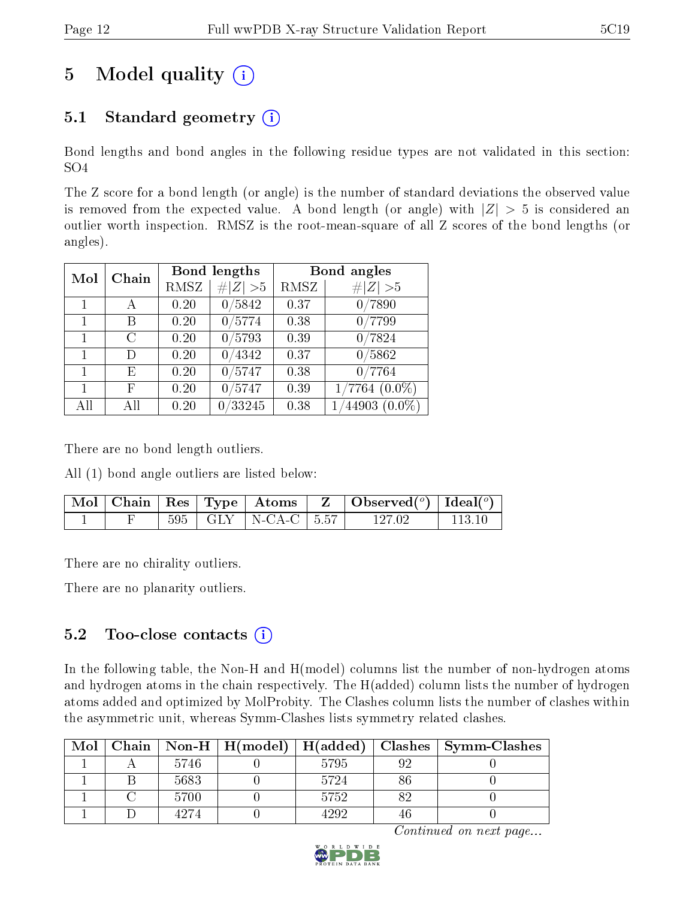# 5 Model quality (i)

## 5.1 Standard geometry (i)

Bond lengths and bond angles in the following residue types are not validated in this section: SO4

The Z score for a bond length (or angle) is the number of standard deviations the observed value is removed from the expected value. A bond length (or angle) with $|Z| > 5$ is considered an outlier worth inspection. RMSZ is the root-mean-square of all Z scores of the bond lengths (or angles).

| Mol | Chain | Bond lengths | | Bond angles | |
|---|---|---|---|---|---|
| | | RMSZ | #\|Z\| >5 | RMSZ | #\|Z\| >5 |
| 1 | A | 0.20 | 0/5842 | 0.37 | 0/7890 |
| 1 | B | 0.20 | 0/5774 | 0.38 | 0/7799 |
| 1 | C | 0.20 | 0/5793 | 0.39 | 0/7824 |
| 1 | D | 0.20 | 0/4342 | 0.37 | 0/5862 |
| 1 | E | 0.20 | 0/5747 | 0.38 | 0/7764 |
| 1 | F | 0.20 | 0/5747 | 0.39 | 1/7764 (0.0%) |
| All | All | 0.20 | 0/33245 | 0.38 | 1/44903 (0.0%) |

There are no bond length outliers.

All (1) bond angle outliers are listed below:

| Mol | Chain | Res | Type | Atoms | Z | Observed(°) | Ideal(°) |
|---|---|---|---|---|---|---|---|
| 1 | F | 595 | GLY | N-CA-C | 5.57 | 127.02 | 113.10 |

There are no chirality outliers.

There are no planarity outliers.

## 5.2 Too-close contacts (i)

In the following table, the Non-H and H(model) columns list the number of non-hydrogen atoms and hydrogen atoms in the chain respectively. The H(added) column lists the number of hydrogen atoms added and optimized by MolProbity. The Clashes column lists the number of clashes within the asymmetric unit, whereas Symm-Clashes lists symmetry related clashes.

| Mol | Chain | Non-H | H(model) | H(added) | Clashes | Symm-Clashes |
|---|---|---|---|---|---|---|
| 1 | A | 5746 | 0 | 5795 | 92 | 0 |
| 1 | B | 5683 | 0 | 5724 | 86 | 0 |
| 1 | C | 5700 | 0 | 5752 | 82 | 0 |
| 1 | D | 4274 | 0 | 4292 | 46 | 0 |

*Continued on next page...*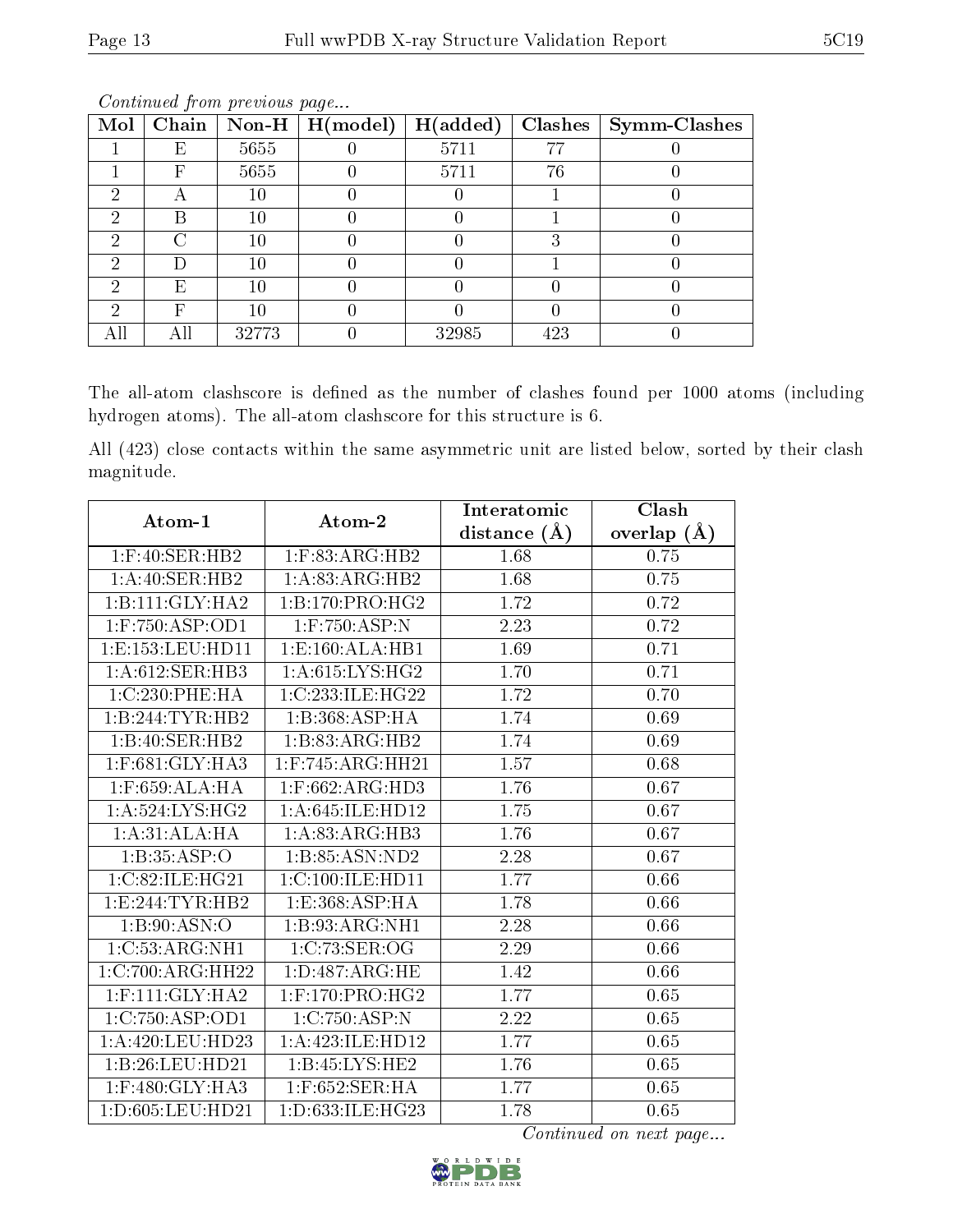*Continued from previous page...*

| Mol | Chain | Non-H | H(model) | H(added) | Clashes | Symm-Clashes |
|---|---|---|---|---|---|---|
| 1 | E | 5655 | 0 | 5711 | 77 | 0 |
| 1 | F | 5655 | 0 | 5711 | 76 | 0 |
| 2 | A | 10 | 0 | 0 | 1 | 0 |
| 2 | B | 10 | 0 | 0 | 1 | 0 |
| 2 | C | 10 | 0 | 0 | 3 | 0 |
| 2 | D | 10 | 0 | 0 | 1 | 0 |
| 2 | E | 10 | 0 | 0 | 0 | 0 |
| 2 | F | 10 | 0 | 0 | 0 | 0 |
| All | All | 32773 | 0 | 32985 | 423 | 0 |

The all-atom clashscore is defined as the number of clashes found per 1000 atoms (including hydrogen atoms). The all-atom clashscore for this structure is 6.

All (423) close contacts within the same asymmetric unit are listed below, sorted by their clash magnitude.

| Atom-1 | Atom-2 | Interatomic distance (Å) | Clash overlap (Å) |
|---|---|---|---|
| 1:F:40:SER:HB2 | 1:F:83:ARG:HB2 | 1.68 | 0.75 |
| 1:A:40:SER:HB2 | 1:A:83:ARG:HB2 | 1.68 | 0.75 |
| 1:B:111:GLY:HA2 | 1:B:170:PRO:HG2 | 1.72 | 0.72 |
| 1:F:750:ASP:OD1 | 1:F:750:ASP:N | 2.23 | 0.72 |
| 1:E:153:LEU:HD11 | 1:E:160:ALA:HB1 | 1.69 | 0.71 |
| 1:A:612:SER:HB3 | 1:A:615:LYS:HG2 | 1.70 | 0.71 |
| 1:C:230:PHE:HA | 1:C:233:ILE:HG22 | 1.72 | 0.70 |
| 1:B:244:TYR:HB2 | 1:B:368:ASP:HA | 1.74 | 0.69 |
| 1:B:40:SER:HB2 | 1:B:83:ARG:HB2 | 1.74 | 0.69 |
| 1:F:681:GLY:HA3 | 1:F:745:ARG:HH21 | 1.57 | 0.68 |
| 1:F:659:ALA:HA | 1:F:662:ARG:HD3 | 1.76 | 0.67 |
| 1:A:524:LYS:HG2 | 1:A:645:ILE:HD12 | 1.75 | 0.67 |
| 1:A:31:ALA:HA | 1:A:83:ARG:HB3 | 1.76 | 0.67 |
| 1:B:35:ASP:O | 1:B:85:ASN:ND2 | 2.28 | 0.67 |
| 1:C:82:ILE:HG21 | 1:C:100:ILE:HD11 | 1.77 | 0.66 |
| 1:E:244:TYR:HB2 | 1:E:368:ASP:HA | 1.78 | 0.66 |
| 1:B:90:ASN:O | 1:B:93:ARG:NH1 | 2.28 | 0.66 |
| 1:C:53:ARG:NH1 | 1:C:73:SER:OG | 2.29 | 0.66 |
| 1:C:700:ARG:HH22 | 1:D:487:ARG:HE | 1.42 | 0.66 |
| 1:F:111:GLY:HA2 | 1:F:170:PRO:HG2 | 1.77 | 0.65 |
| 1:C:750:ASP:OD1 | 1:C:750:ASP:N | 2.22 | 0.65 |
| 1:A:420:LEU:HD23 | 1:A:423:ILE:HD12 | 1.77 | 0.65 |
| 1:B:26:LEU:HD21 | 1:B:45:LYS:HE2 | 1.76 | 0.65 |
| 1:F:480:GLY:HA3 | 1:F:652:SER:HA | 1.77 | 0.65 |
| 1:D:605:LEU:HD21 | 1:D:633:ILE:HG23 | 1.78 | 0.65 |

*Continued on next page...*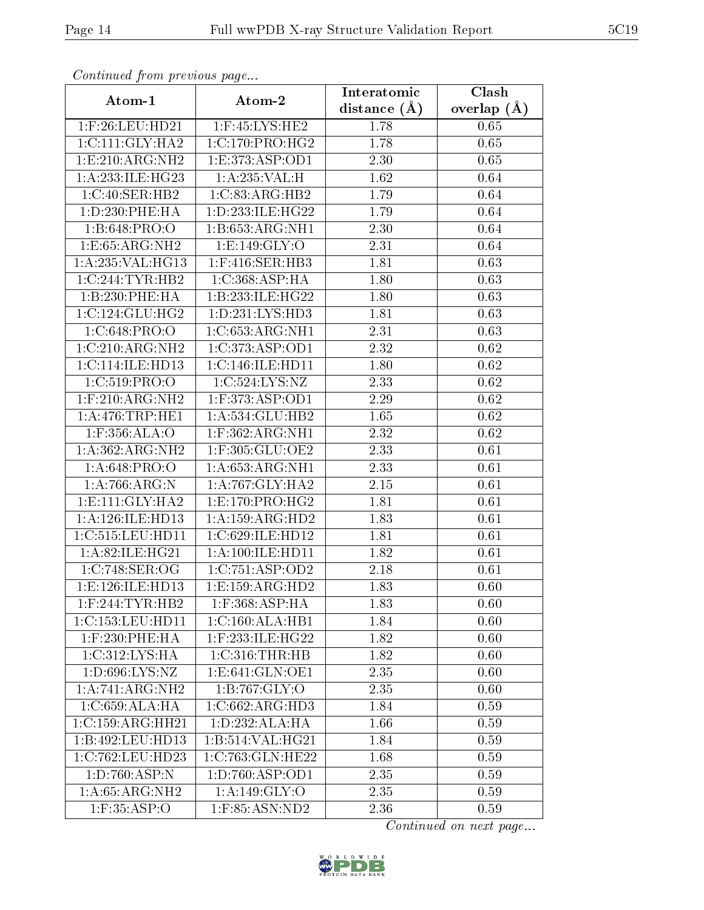*Continued from previous page...*

| Atom-1 | Atom-2 | Interatomic distance (Å) | Clash overlap (Å) |
|---|---|---|---|
| 1:F:26:LEU:HD21 | 1:F:45:LYS:HE2 | 1.78 | 0.65 |
| 1:C:111:GLY:HA2 | 1:C:170:PRO:HG2 | 1.78 | 0.65 |
| 1:E:210:ARG:NH2 | 1:E:373:ASP:OD1 | 2.30 | 0.65 |
| 1:A:233:ILE:HG23 | 1:A:235:VAL:H | 1.62 | 0.64 |
| 1:C:40:SER:HB2 | 1:C:83:ARG:HB2 | 1.79 | 0.64 |
| 1:D:230:PHE:HA | 1:D:233:ILE:HG22 | 1.79 | 0.64 |
| 1:B:648:PRO:O | 1:B:653:ARG:NH1 | 2.30 | 0.64 |
| 1:E:65:ARG:NH2 | 1:E:149:GLY:O | 2.31 | 0.64 |
| 1:A:235:VAL:HG13 | 1:F:416:SER:HB3 | 1.81 | 0.63 |
| 1:C:244:TYR:HB2 | 1:C:368:ASP:HA | 1.80 | 0.63 |
| 1:B:230:PHE:HA | 1:B:233:ILE:HG22 | 1.80 | 0.63 |
| 1:C:124:GLU:HG2 | 1:D:231:LYS:HD3 | 1.81 | 0.63 |
| 1:C:648:PRO:O | 1:C:653:ARG:NH1 | 2.31 | 0.63 |
| 1:C:210:ARG:NH2 | 1:C:373:ASP:OD1 | 2.32 | 0.62 |
| 1:C:114:ILE:HD13 | 1:C:146:ILE:HD11 | 1.80 | 0.62 |
| 1:C:519:PRO:O | 1:C:524:LYS:NZ | 2.33 | 0.62 |
| 1:F:210:ARG:NH2 | 1:F:373:ASP:OD1 | 2.29 | 0.62 |
| 1:A:476:TRP:HE1 | 1:A:534:GLU:HB2 | 1.65 | 0.62 |
| 1:F:356:ALA:O | 1:F:362:ARG:NH1 | 2.32 | 0.62 |
| 1:A:362:ARG:NH2 | 1:F:305:GLU:OE2 | 2.33 | 0.61 |
| 1:A:648:PRO:O | 1:A:653:ARG:NH1 | 2.33 | 0.61 |
| 1:A:766:ARG:N | 1:A:767:GLY:HA2 | 2.15 | 0.61 |
| 1:E:111:GLY:HA2 | 1:E:170:PRO:HG2 | 1.81 | 0.61 |
| 1:A:126:ILE:HD13 | 1:A:159:ARG:HD2 | 1.83 | 0.61 |
| 1:C:515:LEU:HD11 | 1:C:629:ILE:HD12 | 1.81 | 0.61 |
| 1:A:82:ILE:HG21 | 1:A:100:ILE:HD11 | 1.82 | 0.61 |
| 1:C:748:SER:OG | 1:C:751:ASP:OD2 | 2.18 | 0.61 |
| 1:E:126:ILE:HD13 | 1:E:159:ARG:HD2 | 1.83 | 0.60 |
| 1:F:244:TYR:HB2 | 1:F:368:ASP:HA | 1.83 | 0.60 |
| 1:C:153:LEU:HD11 | 1:C:160:ALA:HB1 | 1.84 | 0.60 |
| 1:F:230:PHE:HA | 1:F:233:ILE:HG22 | 1.82 | 0.60 |
| 1:C:312:LYS:HA | 1:C:316:THR:HB | 1.82 | 0.60 |
| 1:D:696:LYS:NZ | 1:E:641:GLN:OE1 | 2.35 | 0.60 |
| 1:A:741:ARG:NH2 | 1:B:767:GLY:O | 2.35 | 0.60 |
| 1:C:659:ALA:HA | 1:C:662:ARG:HD3 | 1.84 | 0.59 |
| 1:C:159:ARG:HH21 | 1:D:232:ALA:HA | 1.66 | 0.59 |
| 1:B:492:LEU:HD13 | 1:B:514:VAL:HG21 | 1.84 | 0.59 |
| 1:C:762:LEU:HD23 | 1:C:763:GLN:HE22 | 1.68 | 0.59 |
| 1:D:760:ASP:N | 1:D:760:ASP:OD1 | 2.35 | 0.59 |
| 1:A:65:ARG:NH2 | 1:A:149:GLY:O | 2.35 | 0.59 |
| 1:F:35:ASP:O | 1:F:85:ASN:ND2 | 2.36 | 0.59 |

*Continued on next page...*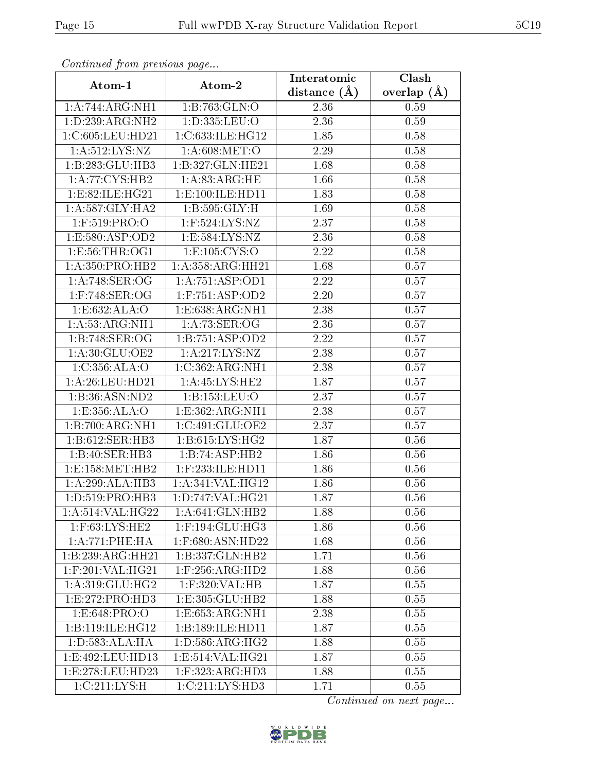*Continued from previous page...*

| Atom-1 | Atom-2 | Interatomic distance (Å) | Clash overlap (Å) |
|---|---|---|---|
| 1:A:744:ARG:NH1 | 1:B:763:GLN:O | 2.36 | 0.59 |
| 1:D:239:ARG:NH2 | 1:D:335:LEU:O | 2.36 | 0.59 |
| 1:C:605:LEU:HD21 | 1:C:633:ILE:HG12 | 1.85 | 0.58 |
| 1:A:512:LYS:NZ | 1:A:608:MET:O | 2.29 | 0.58 |
| 1:B:283:GLU:HB3 | 1:B:327:GLN:HE21 | 1.68 | 0.58 |
| 1:A:77:CYS:HB2 | 1:A:83:ARG:HE | 1.66 | 0.58 |
| 1:E:82:ILE:HG21 | 1:E:100:ILE:HD11 | 1.83 | 0.58 |
| 1:A:587:GLY:HA2 | 1:B:595:GLY:H | 1.69 | 0.58 |
| 1:F:519:PRO:O | 1:F:524:LYS:NZ | 2.37 | 0.58 |
| 1:E:580:ASP:OD2 | 1:E:584:LYS:NZ | 2.36 | 0.58 |
| 1:E:56:THR:OG1 | 1:E:105:CYS:O | 2.22 | 0.58 |
| 1:A:350:PRO:HB2 | 1:A:358:ARG:HH21 | 1.68 | 0.57 |
| 1:A:748:SER:OG | 1:A:751:ASP:OD1 | 2.22 | 0.57 |
| 1:F:748:SER:OG | 1:F:751:ASP:OD2 | 2.20 | 0.57 |
| 1:E:632:ALA:O | 1:E:638:ARG:NH1 | 2.38 | 0.57 |
| 1:A:53:ARG:NH1 | 1:A:73:SER:OG | 2.36 | 0.57 |
| 1:B:748:SER:OG | 1:B:751:ASP:OD2 | 2.22 | 0.57 |
| 1:A:30:GLU:OE2 | 1:A:217:LYS:NZ | 2.38 | 0.57 |
| 1:C:356:ALA:O | 1:C:362:ARG:NH1 | 2.38 | 0.57 |
| 1:A:26:LEU:HD21 | 1:A:45:LYS:HE2 | 1.87 | 0.57 |
| 1:B:36:ASN:ND2 | 1:B:153:LEU:O | 2.37 | 0.57 |
| 1:E:356:ALA:O | 1:E:362:ARG:NH1 | 2.38 | 0.57 |
| 1:B:700:ARG:NH1 | 1:C:491:GLU:OE2 | 2.37 | 0.57 |
| 1:B:612:SER:HB3 | 1:B:615:LYS:HG2 | 1.87 | 0.56 |
| 1:B:40:SER:HB3 | 1:B:74:ASP:HB2 | 1.86 | 0.56 |
| 1:E:158:MET:HB2 | 1:F:233:ILE:HD11 | 1.86 | 0.56 |
| 1:A:299:ALA:HB3 | 1:A:341:VAL:HG12 | 1.86 | 0.56 |
| 1:D:519:PRO:HB3 | 1:D:747:VAL:HG21 | 1.87 | 0.56 |
| 1:A:514:VAL:HG22 | 1:A:641:GLN:HB2 | 1.88 | 0.56 |
| 1:F:63:LYS:HE2 | 1:F:194:GLU:HG3 | 1.86 | 0.56 |
| 1:A:771:PHE:HA | 1:F:680:ASN:HD22 | 1.68 | 0.56 |
| 1:B:239:ARG:HH21 | 1:B:337:GLN:HB2 | 1.71 | 0.56 |
| 1:F:201:VAL:HG21 | 1:F:256:ARG:HD2 | 1.88 | 0.56 |
| 1:A:319:GLU:HG2 | 1:F:320:VAL:HB | 1.87 | 0.55 |
| 1:E:272:PRO:HD3 | 1:E:305:GLU:HB2 | 1.88 | 0.55 |
| 1:E:648:PRO:O | 1:E:653:ARG:NH1 | 2.38 | 0.55 |
| 1:B:119:ILE:HG12 | 1:B:189:ILE:HD11 | 1.87 | 0.55 |
| 1:D:583:ALA:HA | 1:D:586:ARG:HG2 | 1.88 | 0.55 |
| 1:E:492:LEU:HD13 | 1:E:514:VAL:HG21 | 1.87 | 0.55 |
| 1:E:278:LEU:HD23 | 1:F:323:ARG:HD3 | 1.88 | 0.55 |
| 1:C:211:LYS:H | 1:C:211:LYS:HD3 | 1.71 | 0.55 |

*Continued on next page...*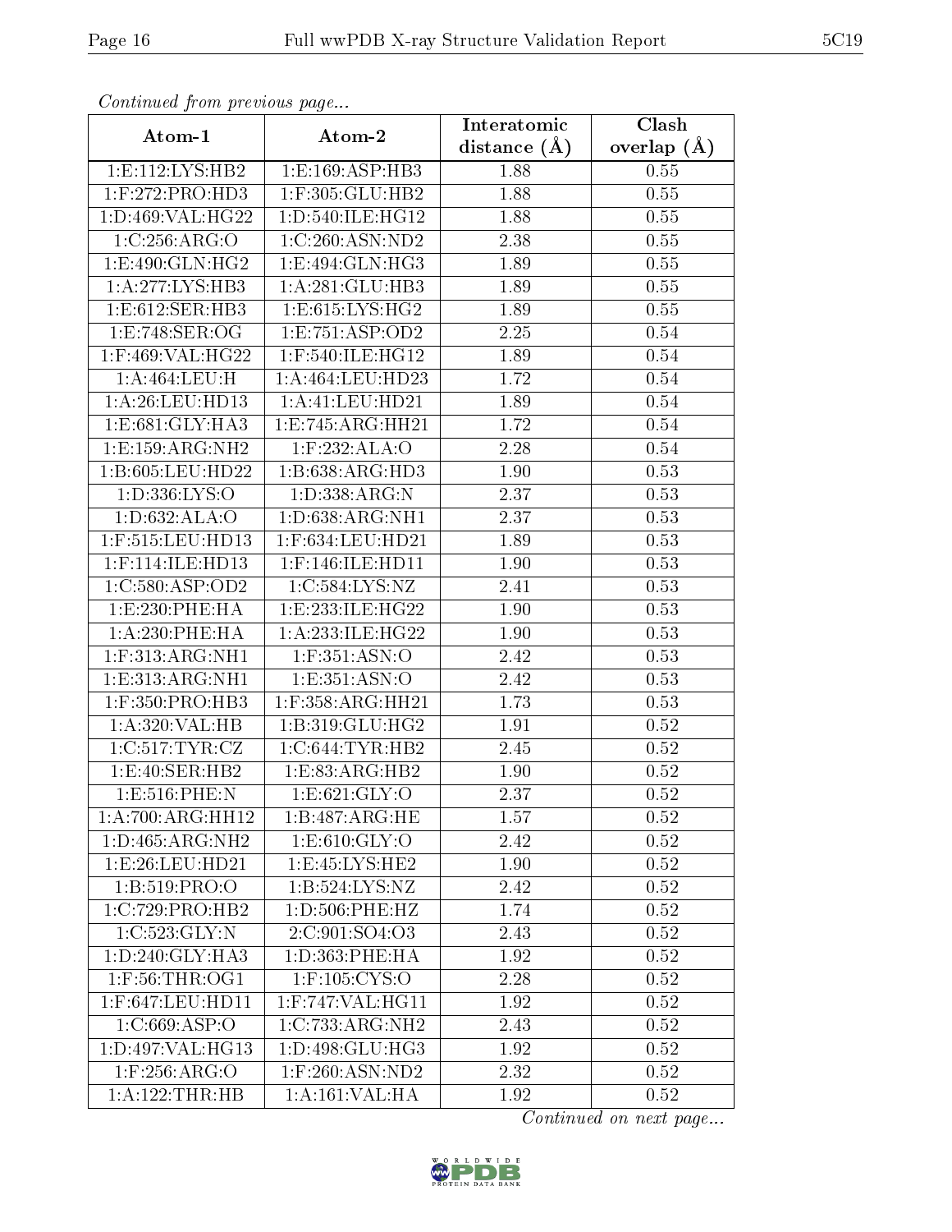*Continued from previous page...*

| Atom-1 | Atom-2 | Interatomic distance (Å) | Clash overlap (Å) |
|---|---|---|---|
| 1:E:112:LYS:HB2 | 1:E:169:ASP:HB3 | 1.88 | 0.55 |
| 1:F:272:PRO:HD3 | 1:F:305:GLU:HB2 | 1.88 | 0.55 |
| 1:D:469:VAL:HG22 | 1:D:540:ILE:HG12 | 1.88 | 0.55 |
| 1:C:256:ARG:O | 1:C:260:ASN:ND2 | 2.38 | 0.55 |
| 1:E:490:GLN:HG2 | 1:E:494:GLN:HG3 | 1.89 | 0.55 |
| 1:A:277:LYS:HB3 | 1:A:281:GLU:HB3 | 1.89 | 0.55 |
| 1:E:612:SER:HB3 | 1:E:615:LYS:HG2 | 1.89 | 0.55 |
| 1:E:748:SER:OG | 1:E:751:ASP:OD2 | 2.25 | 0.54 |
| 1:F:469:VAL:HG22 | 1:F:540:ILE:HG12 | 1.89 | 0.54 |
| 1:A:464:LEU:H | 1:A:464:LEU:HD23 | 1.72 | 0.54 |
| 1:A:26:LEU:HD13 | 1:A:41:LEU:HD21 | 1.89 | 0.54 |
| 1:E:681:GLY:HA3 | 1:E:745:ARG:HH21 | 1.72 | 0.54 |
| 1:E:159:ARG:NH2 | 1:F:232:ALA:O | 2.28 | 0.54 |
| 1:B:605:LEU:HD22 | 1:B:638:ARG:HD3 | 1.90 | 0.53 |
| 1:D:336:LYS:O | 1:D:338:ARG:N | 2.37 | 0.53 |
| 1:D:632:ALA:O | 1:D:638:ARG:NH1 | 2.37 | 0.53 |
| 1:F:515:LEU:HD13 | 1:F:634:LEU:HD21 | 1.89 | 0.53 |
| 1:F:114:ILE:HD13 | 1:F:146:ILE:HD11 | 1.90 | 0.53 |
| 1:C:580:ASP:OD2 | 1:C:584:LYS:NZ | 2.41 | 0.53 |
| 1:E:230:PHE:HA | 1:E:233:ILE:HG22 | 1.90 | 0.53 |
| 1:A:230:PHE:HA | 1:A:233:ILE:HG22 | 1.90 | 0.53 |
| 1:F:313:ARG:NH1 | 1:F:351:ASN:O | 2.42 | 0.53 |
| 1:E:313:ARG:NH1 | 1:E:351:ASN:O | 2.42 | 0.53 |
| 1:F:350:PRO:HB3 | 1:F:358:ARG:HH21 | 1.73 | 0.53 |
| 1:A:320:VAL:HB | 1:B:319:GLU:HG2 | 1.91 | 0.52 |
| 1:C:517:TYR:CZ | 1:C:644:TYR:HB2 | 2.45 | 0.52 |
| 1:E:40:SER:HB2 | 1:E:83:ARG:HB2 | 1.90 | 0.52 |
| 1:E:516:PHE:N | 1:E:621:GLY:O | 2.37 | 0.52 |
| 1:A:700:ARG:HH12 | 1:B:487:ARG:HE | 1.57 | 0.52 |
| 1:D:465:ARG:NH2 | 1:E:610:GLY:O | 2.42 | 0.52 |
| 1:E:26:LEU:HD21 | 1:E:45:LYS:HE2 | 1.90 | 0.52 |
| 1:B:519:PRO:O | 1:B:524:LYS:NZ | 2.42 | 0.52 |
| 1:C:729:PRO:HB2 | 1:D:506:PHE:HZ | 1.74 | 0.52 |
| 1:C:523:GLY:N | 2:C:901:SO4:O3 | 2.43 | 0.52 |
| 1:D:240:GLY:HA3 | 1:D:363:PHE:HA | 1.92 | 0.52 |
| 1:F:56:THR:OG1 | 1:F:105:CYS:O | 2.28 | 0.52 |
| 1:F:647:LEU:HD11 | 1:F:747:VAL:HG11 | 1.92 | 0.52 |
| 1:C:669:ASP:O | 1:C:733:ARG:NH2 | 2.43 | 0.52 |
| 1:D:497:VAL:HG13 | 1:D:498:GLU:HG3 | 1.92 | 0.52 |
| 1:F:256:ARG:O | 1:F:260:ASN:ND2 | 2.32 | 0.52 |
| 1:A:122:THR:HB | 1:A:161:VAL:HA | 1.92 | 0.52 |

*Continued on next page...*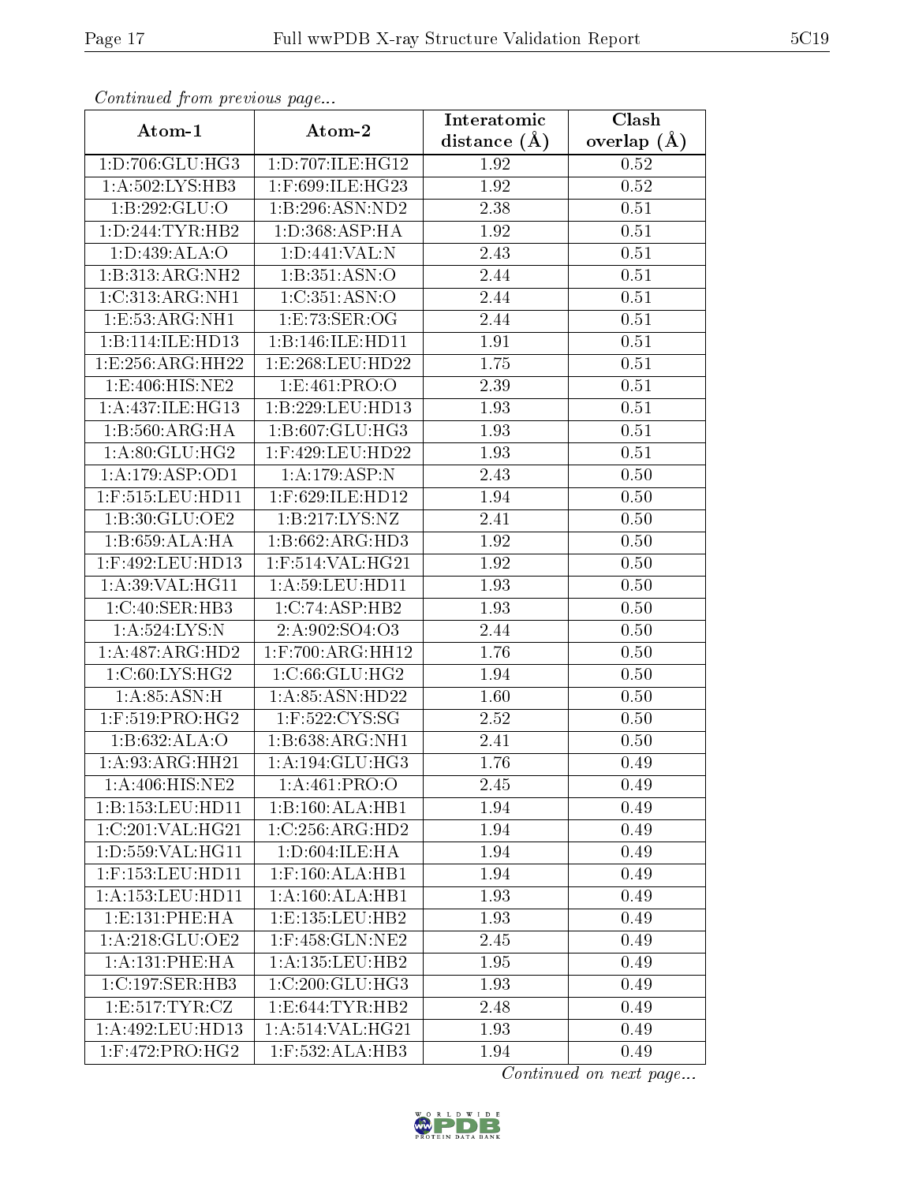*Continued from previous page...*

| Atom-1 | Atom-2 | Interatomic distance (Å) | Clash overlap (Å) |
| --- | --- | --- | --- |
| 1:D:706:GLU:HG3 | 1:D:707:ILE:HG12 | 1.92 | 0.52 |
| 1:A:502:LYS:HB3 | 1:F:699:ILE:HG23 | 1.92 | 0.52 |
| 1:B:292:GLU:O | 1:B:296:ASN:ND2 | 2.38 | 0.51 |
| 1:D:244:TYR:HB2 | 1:D:368:ASP:HA | 1.92 | 0.51 |
| 1:D:439:ALA:O | 1:D:441:VAL:N | 2.43 | 0.51 |
| 1:B:313:ARG:NH2 | 1:B:351:ASN:O | 2.44 | 0.51 |
| 1:C:313:ARG:NH1 | 1:C:351:ASN:O | 2.44 | 0.51 |
| 1:E:53:ARG:NH1 | 1:E:73:SER:OG | 2.44 | 0.51 |
| 1:B:114:ILE:HD13 | 1:B:146:ILE:HD11 | 1.91 | 0.51 |
| 1:E:256:ARG:HH22 | 1:E:268:LEU:HD22 | 1.75 | 0.51 |
| 1:E:406:HIS:NE2 | 1:E:461:PRO:O | 2.39 | 0.51 |
| 1:A:437:ILE:HG13 | 1:B:229:LEU:HD13 | 1.93 | 0.51 |
| 1:B:560:ARG:HA | 1:B:607:GLU:HG3 | 1.93 | 0.51 |
| 1:A:80:GLU:HG2 | 1:F:429:LEU:HD22 | 1.93 | 0.51 |
| 1:A:179:ASP:OD1 | 1:A:179:ASP:N | 2.43 | 0.50 |
| 1:F:515:LEU:HD11 | 1:F:629:ILE:HD12 | 1.94 | 0.50 |
| 1:B:30:GLU:OE2 | 1:B:217:LYS:NZ | 2.41 | 0.50 |
| 1:B:659:ALA:HA | 1:B:662:ARG:HD3 | 1.92 | 0.50 |
| 1:F:492:LEU:HD13 | 1:F:514:VAL:HG21 | 1.92 | 0.50 |
| 1:A:39:VAL:HG11 | 1:A:59:LEU:HD11 | 1.93 | 0.50 |
| 1:C:40:SER:HB3 | 1:C:74:ASP:HB2 | 1.93 | 0.50 |
| 1:A:524:LYS:N | 2:A:902:SO4:O3 | 2.44 | 0.50 |
| 1:A:487:ARG:HD2 | 1:F:700:ARG:HH12 | 1.76 | 0.50 |
| 1:C:60:LYS:HG2 | 1:C:66:GLU:HG2 | 1.94 | 0.50 |
| 1:A:85:ASN:H | 1:A:85:ASN:HD22 | 1.60 | 0.50 |
| 1:F:519:PRO:HG2 | 1:F:522:CYS:SG | 2.52 | 0.50 |
| 1:B:632:ALA:O | 1:B:638:ARG:NH1 | 2.41 | 0.50 |
| 1:A:93:ARG:HH21 | 1:A:194:GLU:HG3 | 1.76 | 0.49 |
| 1:A:406:HIS:NE2 | 1:A:461:PRO:O | 2.45 | 0.49 |
| 1:B:153:LEU:HD11 | 1:B:160:ALA:HB1 | 1.94 | 0.49 |
| 1:C:201:VAL:HG21 | 1:C:256:ARG:HD2 | 1.94 | 0.49 |
| 1:D:559:VAL:HG11 | 1:D:604:ILE:HA | 1.94 | 0.49 |
| 1:F:153:LEU:HD11 | 1:F:160:ALA:HB1 | 1.94 | 0.49 |
| 1:A:153:LEU:HD11 | 1:A:160:ALA:HB1 | 1.93 | 0.49 |
| 1:E:131:PHE:HA | 1:E:135:LEU:HB2 | 1.93 | 0.49 |
| 1:A:218:GLU:OE2 | 1:F:458:GLN:NE2 | 2.45 | 0.49 |
| 1:A:131:PHE:HA | 1:A:135:LEU:HB2 | 1.95 | 0.49 |
| 1:C:197:SER:HB3 | 1:C:200:GLU:HG3 | 1.93 | 0.49 |
| 1:E:517:TYR:CZ | 1:E:644:TYR:HB2 | 2.48 | 0.49 |
| 1:A:492:LEU:HD13 | 1:A:514:VAL:HG21 | 1.93 | 0.49 |
| 1:F:472:PRO:HG2 | 1:F:532:ALA:HB3 | 1.94 | 0.49 |

*Continued on next page...*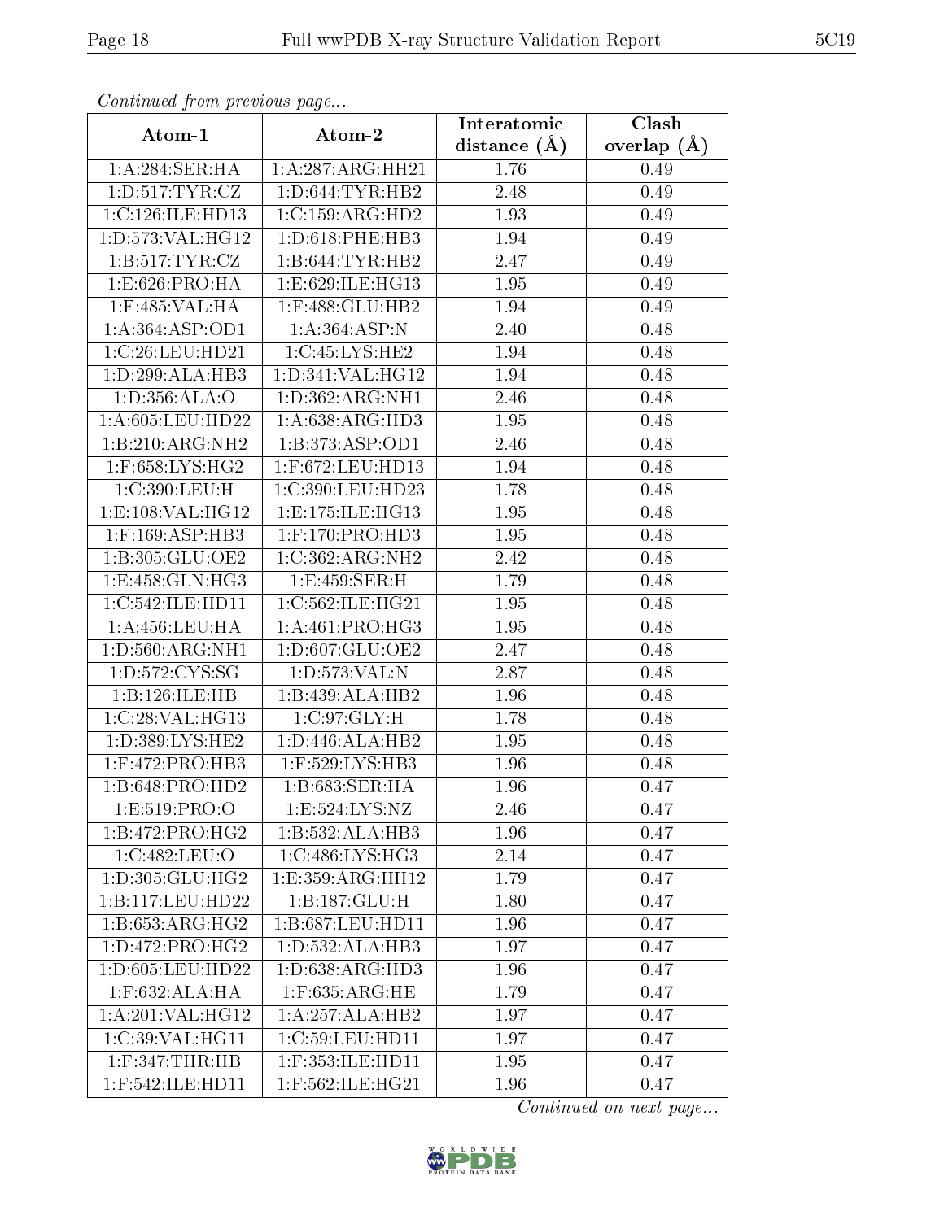*Continued from previous page...*

| Atom-1 | Atom-2 | Interatomic distance (Å) | Clash overlap (Å) |
|---|---|---|---|
| 1:A:284:SER:HA | 1:A:287:ARG:HH21 | 1.76 | 0.49 |
| 1:D:517:TYR:CZ | 1:D:644:TYR:HB2 | 2.48 | 0.49 |
| 1:C:126:ILE:HD13 | 1:C:159:ARG:HD2 | 1.93 | 0.49 |
| 1:D:573:VAL:HG12 | 1:D:618:PHE:HB3 | 1.94 | 0.49 |
| 1:B:517:TYR:CZ | 1:B:644:TYR:HB2 | 2.47 | 0.49 |
| 1:E:626:PRO:HA | 1:E:629:ILE:HG13 | 1.95 | 0.49 |
| 1:F:485:VAL:HA | 1:F:488:GLU:HB2 | 1.94 | 0.49 |
| 1:A:364:ASP:OD1 | 1:A:364:ASP:N | 2.40 | 0.48 |
| 1:C:26:LEU:HD21 | 1:C:45:LYS:HE2 | 1.94 | 0.48 |
| 1:D:299:ALA:HB3 | 1:D:341:VAL:HG12 | 1.94 | 0.48 |
| 1:D:356:ALA:O | 1:D:362:ARG:NH1 | 2.46 | 0.48 |
| 1:A:605:LEU:HD22 | 1:A:638:ARG:HD3 | 1.95 | 0.48 |
| 1:B:210:ARG:NH2 | 1:B:373:ASP:OD1 | 2.46 | 0.48 |
| 1:F:658:LYS:HG2 | 1:F:672:LEU:HD13 | 1.94 | 0.48 |
| 1:C:390:LEU:H | 1:C:390:LEU:HD23 | 1.78 | 0.48 |
| 1:E:108:VAL:HG12 | 1:E:175:ILE:HG13 | 1.95 | 0.48 |
| 1:F:169:ASP:HB3 | 1:F:170:PRO:HD3 | 1.95 | 0.48 |
| 1:B:305:GLU:OE2 | 1:C:362:ARG:NH2 | 2.42 | 0.48 |
| 1:E:458:GLN:HG3 | 1:E:459:SER:H | 1.79 | 0.48 |
| 1:C:542:ILE:HD11 | 1:C:562:ILE:HG21 | 1.95 | 0.48 |
| 1:A:456:LEU:HA | 1:A:461:PRO:HG3 | 1.95 | 0.48 |
| 1:D:560:ARG:NH1 | 1:D:607:GLU:OE2 | 2.47 | 0.48 |
| 1:D:572:CYS:SG | 1:D:573:VAL:N | 2.87 | 0.48 |
| 1:B:126:ILE:HB | 1:B:439:ALA:HB2 | 1.96 | 0.48 |
| 1:C:28:VAL:HG13 | 1:C:97:GLY:H | 1.78 | 0.48 |
| 1:D:389:LYS:HE2 | 1:D:446:ALA:HB2 | 1.95 | 0.48 |
| 1:F:472:PRO:HB3 | 1:F:529:LYS:HB3 | 1.96 | 0.48 |
| 1:B:648:PRO:HD2 | 1:B:683:SER:HA | 1.96 | 0.47 |
| 1:E:519:PRO:O | 1:E:524:LYS:NZ | 2.46 | 0.47 |
| 1:B:472:PRO:HG2 | 1:B:532:ALA:HB3 | 1.96 | 0.47 |
| 1:C:482:LEU:O | 1:C:486:LYS:HG3 | 2.14 | 0.47 |
| 1:D:305:GLU:HG2 | 1:E:359:ARG:HH12 | 1.79 | 0.47 |
| 1:B:117:LEU:HD22 | 1:B:187:GLU:H | 1.80 | 0.47 |
| 1:B:653:ARG:HG2 | 1:B:687:LEU:HD11 | 1.96 | 0.47 |
| 1:D:472:PRO:HG2 | 1:D:532:ALA:HB3 | 1.97 | 0.47 |
| 1:D:605:LEU:HD22 | 1:D:638:ARG:HD3 | 1.96 | 0.47 |
| 1:F:632:ALA:HA | 1:F:635:ARG:HE | 1.79 | 0.47 |
| 1:A:201:VAL:HG12 | 1:A:257:ALA:HB2 | 1.97 | 0.47 |
| 1:C:39:VAL:HG11 | 1:C:59:LEU:HD11 | 1.97 | 0.47 |
| 1:F:347:THR:HB | 1:F:353:ILE:HD11 | 1.95 | 0.47 |
| 1:F:542:ILE:HD11 | 1:F:562:ILE:HG21 | 1.96 | 0.47 |

*Continued on next page...*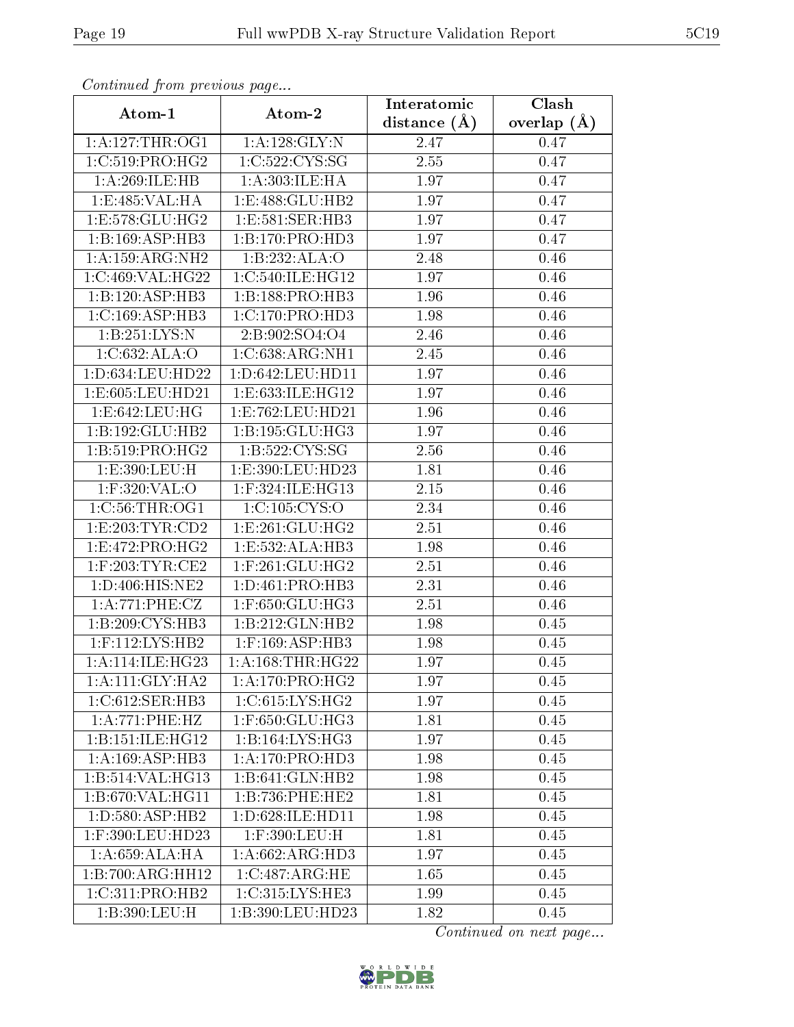*Continued from previous page...*

| Atom-1 | Atom-2 | Interatomic distance (Å) | Clash overlap (Å) |
| --- | --- | --- | --- |
| 1:A:127:THR:OG1 | 1:A:128:GLY:N | 2.47 | 0.47 |
| 1:C:519:PRO:HG2 | 1:C:522:CYS:SG | 2.55 | 0.47 |
| 1:A:269:ILE:HB | 1:A:303:ILE:HA | 1.97 | 0.47 |
| 1:E:485:VAL:HA | 1:E:488:GLU:HB2 | 1.97 | 0.47 |
| 1:E:578:GLU:HG2 | 1:E:581:SER:HB3 | 1.97 | 0.47 |
| 1:B:169:ASP:HB3 | 1:B:170:PRO:HD3 | 1.97 | 0.47 |
| 1:A:159:ARG:NH2 | 1:B:232:ALA:O | 2.48 | 0.46 |
| 1:C:469:VAL:HG22 | 1:C:540:ILE:HG12 | 1.97 | 0.46 |
| 1:B:120:ASP:HB3 | 1:B:188:PRO:HB3 | 1.96 | 0.46 |
| 1:C:169:ASP:HB3 | 1:C:170:PRO:HD3 | 1.98 | 0.46 |
| 1:B:251:LYS:N | 2:B:902:SO4:O4 | 2.46 | 0.46 |
| 1:C:632:ALA:O | 1:C:638:ARG:NH1 | 2.45 | 0.46 |
| 1:D:634:LEU:HD22 | 1:D:642:LEU:HD11 | 1.97 | 0.46 |
| 1:E:605:LEU:HD21 | 1:E:633:ILE:HG12 | 1.97 | 0.46 |
| 1:E:642:LEU:HG | 1:E:762:LEU:HD21 | 1.96 | 0.46 |
| 1:B:192:GLU:HB2 | 1:B:195:GLU:HG3 | 1.97 | 0.46 |
| 1:B:519:PRO:HG2 | 1:B:522:CYS:SG | 2.56 | 0.46 |
| 1:E:390:LEU:H | 1:E:390:LEU:HD23 | 1.81 | 0.46 |
| 1:F:320:VAL:O | 1:F:324:ILE:HG13 | 2.15 | 0.46 |
| 1:C:56:THR:OG1 | 1:C:105:CYS:O | 2.34 | 0.46 |
| 1:E:203:TYR:CD2 | 1:E:261:GLU:HG2 | 2.51 | 0.46 |
| 1:E:472:PRO:HG2 | 1:E:532:ALA:HB3 | 1.98 | 0.46 |
| 1:F:203:TYR:CE2 | 1:F:261:GLU:HG2 | 2.51 | 0.46 |
| 1:D:406:HIS:NE2 | 1:D:461:PRO:HB3 | 2.31 | 0.46 |
| 1:A:771:PHE:CZ | 1:F:650:GLU:HG3 | 2.51 | 0.46 |
| 1:B:209:CYS:HB3 | 1:B:212:GLN:HB2 | 1.98 | 0.45 |
| 1:F:112:LYS:HB2 | 1:F:169:ASP:HB3 | 1.98 | 0.45 |
| 1:A:114:ILE:HG23 | 1:A:168:THR:HG22 | 1.97 | 0.45 |
| 1:A:111:GLY:HA2 | 1:A:170:PRO:HG2 | 1.97 | 0.45 |
| 1:C:612:SER:HB3 | 1:C:615:LYS:HG2 | 1.97 | 0.45 |
| 1:A:771:PHE:HZ | 1:F:650:GLU:HG3 | 1.81 | 0.45 |
| 1:B:151:ILE:HG12 | 1:B:164:LYS:HG3 | 1.97 | 0.45 |
| 1:A:169:ASP:HB3 | 1:A:170:PRO:HD3 | 1.98 | 0.45 |
| 1:B:514:VAL:HG13 | 1:B:641:GLN:HB2 | 1.98 | 0.45 |
| 1:B:670:VAL:HG11 | 1:B:736:PHE:HE2 | 1.81 | 0.45 |
| 1:D:580:ASP:HB2 | 1:D:628:ILE:HD11 | 1.98 | 0.45 |
| 1:F:390:LEU:HD23 | 1:F:390:LEU:H | 1.81 | 0.45 |
| 1:A:659:ALA:HA | 1:A:662:ARG:HD3 | 1.97 | 0.45 |
| 1:B:700:ARG:HH12 | 1:C:487:ARG:HE | 1.65 | 0.45 |
| 1:C:311:PRO:HB2 | 1:C:315:LYS:HE3 | 1.99 | 0.45 |
| 1:B:390:LEU:H | 1:B:390:LEU:HD23 | 1.82 | 0.45 |

*Continued on next page...*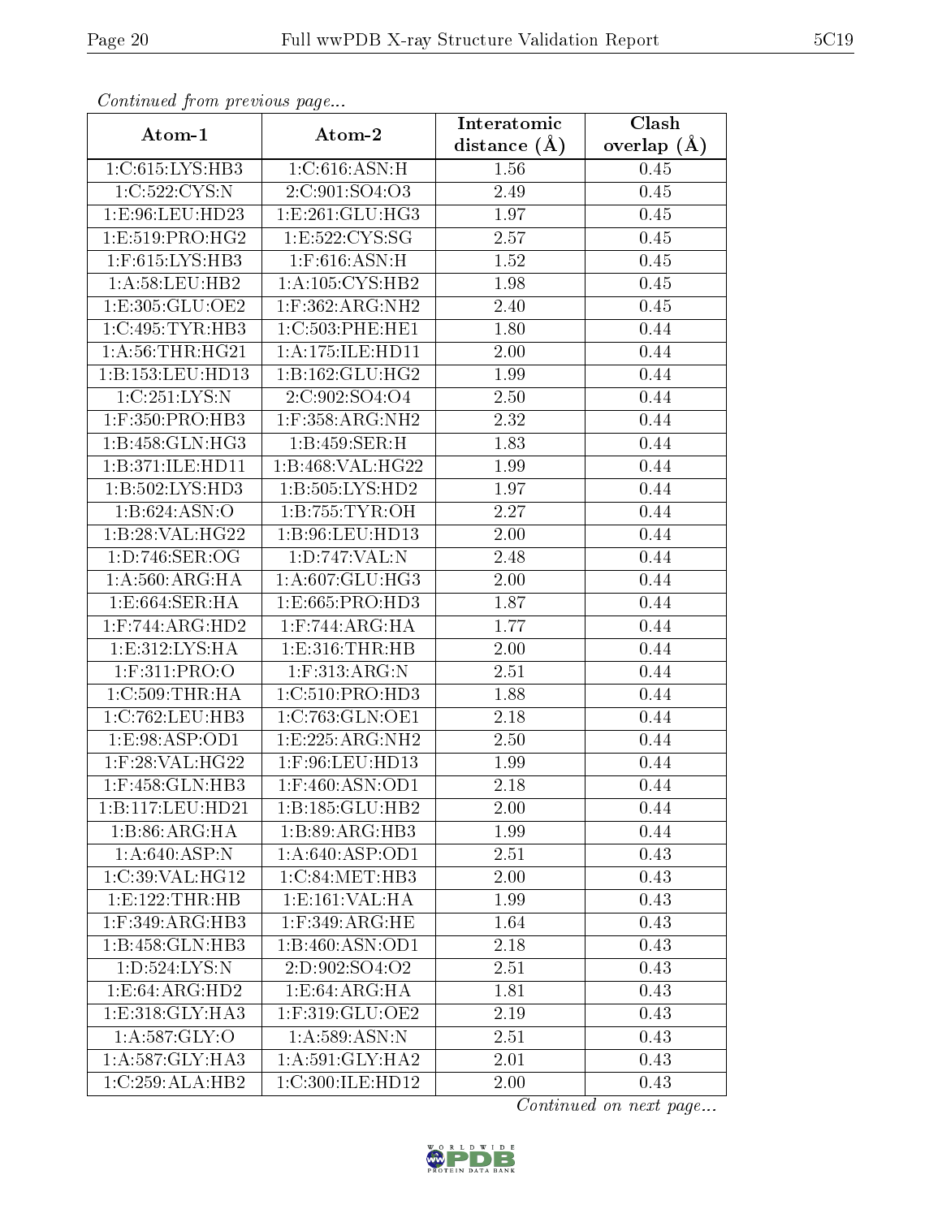*Continued from previous page...*

| Atom-1 | Atom-2 | Interatomic distance (Å) | Clash overlap (Å) |
| --- | --- | --- | --- |
| 1:C:615:LYS:HB3 | 1:C:616:ASN:H | 1.56 | 0.45 |
| 1:C:522:CYS:N | 2:C:901:SO4:O3 | 2.49 | 0.45 |
| 1:E:96:LEU:HD23 | 1:E:261:GLU:HG3 | 1.97 | 0.45 |
| 1:E:519:PRO:HG2 | 1:E:522:CYS:SG | 2.57 | 0.45 |
| 1:F:615:LYS:HB3 | 1:F:616:ASN:H | 1.52 | 0.45 |
| 1:A:58:LEU:HB2 | 1:A:105:CYS:HB2 | 1.98 | 0.45 |
| 1:E:305:GLU:OE2 | 1:F:362:ARG:NH2 | 2.40 | 0.45 |
| 1:C:495:TYR:HB3 | 1:C:503:PHE:HE1 | 1.80 | 0.44 |
| 1:A:56:THR:HG21 | 1:A:175:ILE:HD11 | 2.00 | 0.44 |
| 1:B:153:LEU:HD13 | 1:B:162:GLU:HG2 | 1.99 | 0.44 |
| 1:C:251:LYS:N | 2:C:902:SO4:O4 | 2.50 | 0.44 |
| 1:F:350:PRO:HB3 | 1:F:358:ARG:NH2 | 2.32 | 0.44 |
| 1:B:458:GLN:HG3 | 1:B:459:SER:H | 1.83 | 0.44 |
| 1:B:371:ILE:HD11 | 1:B:468:VAL:HG22 | 1.99 | 0.44 |
| 1:B:502:LYS:HD3 | 1:B:505:LYS:HD2 | 1.97 | 0.44 |
| 1:B:624:ASN:O | 1:B:755:TYR:OH | 2.27 | 0.44 |
| 1:B:28:VAL:HG22 | 1:B:96:LEU:HD13 | 2.00 | 0.44 |
| 1:D:746:SER:OG | 1:D:747:VAL:N | 2.48 | 0.44 |
| 1:A:560:ARG:HA | 1:A:607:GLU:HG3 | 2.00 | 0.44 |
| 1:E:664:SER:HA | 1:E:665:PRO:HD3 | 1.87 | 0.44 |
| 1:F:744:ARG:HD2 | 1:F:744:ARG:HA | 1.77 | 0.44 |
| 1:E:312:LYS:HA | 1:E:316:THR:HB | 2.00 | 0.44 |
| 1:F:311:PRO:O | 1:F:313:ARG:N | 2.51 | 0.44 |
| 1:C:509:THR:HA | 1:C:510:PRO:HD3 | 1.88 | 0.44 |
| 1:C:762:LEU:HB3 | 1:C:763:GLN:OE1 | 2.18 | 0.44 |
| 1:E:98:ASP:OD1 | 1:E:225:ARG:NH2 | 2.50 | 0.44 |
| 1:F:28:VAL:HG22 | 1:F:96:LEU:HD13 | 1.99 | 0.44 |
| 1:F:458:GLN:HB3 | 1:F:460:ASN:OD1 | 2.18 | 0.44 |
| 1:B:117:LEU:HD21 | 1:B:185:GLU:HB2 | 2.00 | 0.44 |
| 1:B:86:ARG:HA | 1:B:89:ARG:HB3 | 1.99 | 0.44 |
| 1:A:640:ASP:N | 1:A:640:ASP:OD1 | 2.51 | 0.43 |
| 1:C:39:VAL:HG12 | 1:C:84:MET:HB3 | 2.00 | 0.43 |
| 1:E:122:THR:HB | 1:E:161:VAL:HA | 1.99 | 0.43 |
| 1:F:349:ARG:HB3 | 1:F:349:ARG:HE | 1.64 | 0.43 |
| 1:B:458:GLN:HB3 | 1:B:460:ASN:OD1 | 2.18 | 0.43 |
| 1:D:524:LYS:N | 2:D:902:SO4:O2 | 2.51 | 0.43 |
| 1:E:64:ARG:HD2 | 1:E:64:ARG:HA | 1.81 | 0.43 |
| 1:E:318:GLY:HA3 | 1:F:319:GLU:OE2 | 2.19 | 0.43 |
| 1:A:587:GLY:O | 1:A:589:ASN:N | 2.51 | 0.43 |
| 1:A:587:GLY:HA3 | 1:A:591:GLY:HA2 | 2.01 | 0.43 |
| 1:C:259:ALA:HB2 | 1:C:300:ILE:HD12 | 2.00 | 0.43 |

*Continued on next page...*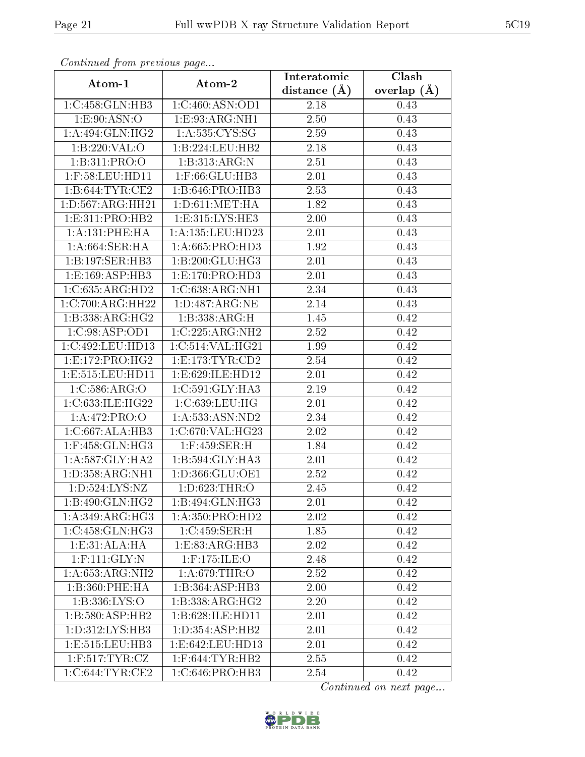*Continued from previous page...*

| Atom-1 | Atom-2 | Interatomic distance (Å) | Clash overlap (Å) |
|---|---|---|---|
| 1:C:458:GLN:HB3 | 1:C:460:ASN:OD1 | 2.18 | 0.43 |
| 1:E:90:ASN:O | 1:E:93:ARG:NH1 | 2.50 | 0.43 |
| 1:A:494:GLN:HG2 | 1:A:535:CYS:SG | 2.59 | 0.43 |
| 1:B:220:VAL:O | 1:B:224:LEU:HB2 | 2.18 | 0.43 |
| 1:B:311:PRO:O | 1:B:313:ARG:N | 2.51 | 0.43 |
| 1:F:58:LEU:HD11 | 1:F:66:GLU:HB3 | 2.01 | 0.43 |
| 1:B:644:TYR:CE2 | 1:B:646:PRO:HB3 | 2.53 | 0.43 |
| 1:D:567:ARG:HH21 | 1:D:611:MET:HA | 1.82 | 0.43 |
| 1:E:311:PRO:HB2 | 1:E:315:LYS:HE3 | 2.00 | 0.43 |
| 1:A:131:PHE:HA | 1:A:135:LEU:HD23 | 2.01 | 0.43 |
| 1:A:664:SER:HA | 1:A:665:PRO:HD3 | 1.92 | 0.43 |
| 1:B:197:SER:HB3 | 1:B:200:GLU:HG3 | 2.01 | 0.43 |
| 1:E:169:ASP:HB3 | 1:E:170:PRO:HD3 | 2.01 | 0.43 |
| 1:C:635:ARG:HD2 | 1:C:638:ARG:NH1 | 2.34 | 0.43 |
| 1:C:700:ARG:HH22 | 1:D:487:ARG:NE | 2.14 | 0.43 |
| 1:B:338:ARG:HG2 | 1:B:338:ARG:H | 1.45 | 0.42 |
| 1:C:98:ASP:OD1 | 1:C:225:ARG:NH2 | 2.52 | 0.42 |
| 1:C:492:LEU:HD13 | 1:C:514:VAL:HG21 | 1.99 | 0.42 |
| 1:E:172:PRO:HG2 | 1:E:173:TYR:CD2 | 2.54 | 0.42 |
| 1:E:515:LEU:HD11 | 1:E:629:ILE:HD12 | 2.01 | 0.42 |
| 1:C:586:ARG:O | 1:C:591:GLY:HA3 | 2.19 | 0.42 |
| 1:C:633:ILE:HG22 | 1:C:639:LEU:HG | 2.01 | 0.42 |
| 1:A:472:PRO:O | 1:A:533:ASN:ND2 | 2.34 | 0.42 |
| 1:C:667:ALA:HB3 | 1:C:670:VAL:HG23 | 2.02 | 0.42 |
| 1:F:458:GLN:HG3 | 1:F:459:SER:H | 1.84 | 0.42 |
| 1:A:587:GLY:HA2 | 1:B:594:GLY:HA3 | 2.01 | 0.42 |
| 1:D:358:ARG:NH1 | 1:D:366:GLU:OE1 | 2.52 | 0.42 |
| 1:D:524:LYS:NZ | 1:D:623:THR:O | 2.45 | 0.42 |
| 1:B:490:GLN:HG2 | 1:B:494:GLN:HG3 | 2.01 | 0.42 |
| 1:A:349:ARG:HG3 | 1:A:350:PRO:HD2 | 2.02 | 0.42 |
| 1:C:458:GLN:HG3 | 1:C:459:SER:H | 1.85 | 0.42 |
| 1:E:31:ALA:HA | 1:E:83:ARG:HB3 | 2.02 | 0.42 |
| 1:F:111:GLY:N | 1:F:175:ILE:O | 2.48 | 0.42 |
| 1:A:653:ARG:NH2 | 1:A:679:THR:O | 2.52 | 0.42 |
| 1:B:360:PHE:HA | 1:B:364:ASP:HB3 | 2.00 | 0.42 |
| 1:B:336:LYS:O | 1:B:338:ARG:HG2 | 2.20 | 0.42 |
| 1:B:580:ASP:HB2 | 1:B:628:ILE:HD11 | 2.01 | 0.42 |
| 1:D:312:LYS:HB3 | 1:D:354:ASP:HB2 | 2.01 | 0.42 |
| 1:E:515:LEU:HB3 | 1:E:642:LEU:HD13 | 2.01 | 0.42 |
| 1:F:517:TYR:CZ | 1:F:644:TYR:HB2 | 2.55 | 0.42 |
| 1:C:644:TYR:CE2 | 1:C:646:PRO:HB3 | 2.54 | 0.42 |

*Continued on next page...*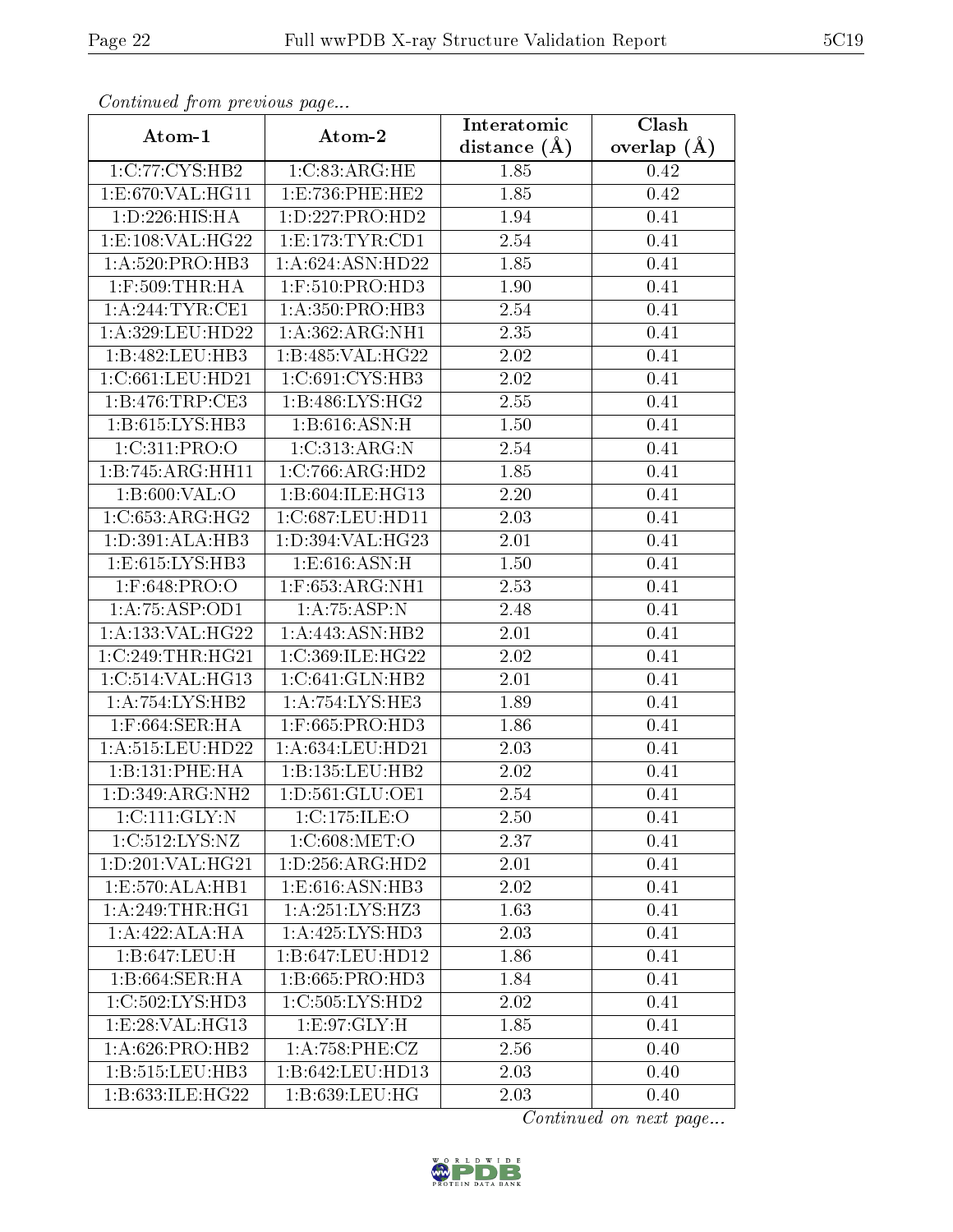*Continued from previous page...*

| Atom-1 | Atom-2 | Interatomic distance (Å) | Clash overlap (Å) |
|---|---|---|---|
| 1:C:77:CYS:HB2 | 1:C:83:ARG:HE | 1.85 | 0.42 |
| 1:E:670:VAL:HG11 | 1:E:736:PHE:HE2 | 1.85 | 0.42 |
| 1:D:226:HIS:HA | 1:D:227:PRO:HD2 | 1.94 | 0.41 |
| 1:E:108:VAL:HG22 | 1:E:173:TYR:CD1 | 2.54 | 0.41 |
| 1:A:520:PRO:HB3 | 1:A:624:ASN:HD22 | 1.85 | 0.41 |
| 1:F:509:THR:HA | 1:F:510:PRO:HD3 | 1.90 | 0.41 |
| 1:A:244:TYR:CE1 | 1:A:350:PRO:HB3 | 2.54 | 0.41 |
| 1:A:329:LEU:HD22 | 1:A:362:ARG:NH1 | 2.35 | 0.41 |
| 1:B:482:LEU:HB3 | 1:B:485:VAL:HG22 | 2.02 | 0.41 |
| 1:C:661:LEU:HD21 | 1:C:691:CYS:HB3 | 2.02 | 0.41 |
| 1:B:476:TRP:CE3 | 1:B:486:LYS:HG2 | 2.55 | 0.41 |
| 1:B:615:LYS:HB3 | 1:B:616:ASN:H | 1.50 | 0.41 |
| 1:C:311:PRO:O | 1:C:313:ARG:N | 2.54 | 0.41 |
| 1:B:745:ARG:HH11 | 1:C:766:ARG:HD2 | 1.85 | 0.41 |
| 1:B:600:VAL:O | 1:B:604:ILE:HG13 | 2.20 | 0.41 |
| 1:C:653:ARG:HG2 | 1:C:687:LEU:HD11 | 2.03 | 0.41 |
| 1:D:391:ALA:HB3 | 1:D:394:VAL:HG23 | 2.01 | 0.41 |
| 1:E:615:LYS:HB3 | 1:E:616:ASN:H | 1.50 | 0.41 |
| 1:F:648:PRO:O | 1:F:653:ARG:NH1 | 2.53 | 0.41 |
| 1:A:75:ASP:OD1 | 1:A:75:ASP:N | 2.48 | 0.41 |
| 1:A:133:VAL:HG22 | 1:A:443:ASN:HB2 | 2.01 | 0.41 |
| 1:C:249:THR:HG21 | 1:C:369:ILE:HG22 | 2.02 | 0.41 |
| 1:C:514:VAL:HG13 | 1:C:641:GLN:HB2 | 2.01 | 0.41 |
| 1:A:754:LYS:HB2 | 1:A:754:LYS:HE3 | 1.89 | 0.41 |
| 1:F:664:SER:HA | 1:F:665:PRO:HD3 | 1.86 | 0.41 |
| 1:A:515:LEU:HD22 | 1:A:634:LEU:HD21 | 2.03 | 0.41 |
| 1:B:131:PHE:HA | 1:B:135:LEU:HB2 | 2.02 | 0.41 |
| 1:D:349:ARG:NH2 | 1:D:561:GLU:OE1 | 2.54 | 0.41 |
| 1:C:111:GLY:N | 1:C:175:ILE:O | 2.50 | 0.41 |
| 1:C:512:LYS:NZ | 1:C:608:MET:O | 2.37 | 0.41 |
| 1:D:201:VAL:HG21 | 1:D:256:ARG:HD2 | 2.01 | 0.41 |
| 1:E:570:ALA:HB1 | 1:E:616:ASN:HB3 | 2.02 | 0.41 |
| 1:A:249:THR:HG1 | 1:A:251:LYS:HZ3 | 1.63 | 0.41 |
| 1:A:422:ALA:HA | 1:A:425:LYS:HD3 | 2.03 | 0.41 |
| 1:B:647:LEU:H | 1:B:647:LEU:HD12 | 1.86 | 0.41 |
| 1:B:664:SER:HA | 1:B:665:PRO:HD3 | 1.84 | 0.41 |
| 1:C:502:LYS:HD3 | 1:C:505:LYS:HD2 | 2.02 | 0.41 |
| 1:E:28:VAL:HG13 | 1:E:97:GLY:H | 1.85 | 0.41 |
| 1:A:626:PRO:HB2 | 1:A:758:PHE:CZ | 2.56 | 0.40 |
| 1:B:515:LEU:HB3 | 1:B:642:LEU:HD13 | 2.03 | 0.40 |
| 1:B:633:ILE:HG22 | 1:B:639:LEU:HG | 2.03 | 0.40 |

*Continued on next page...*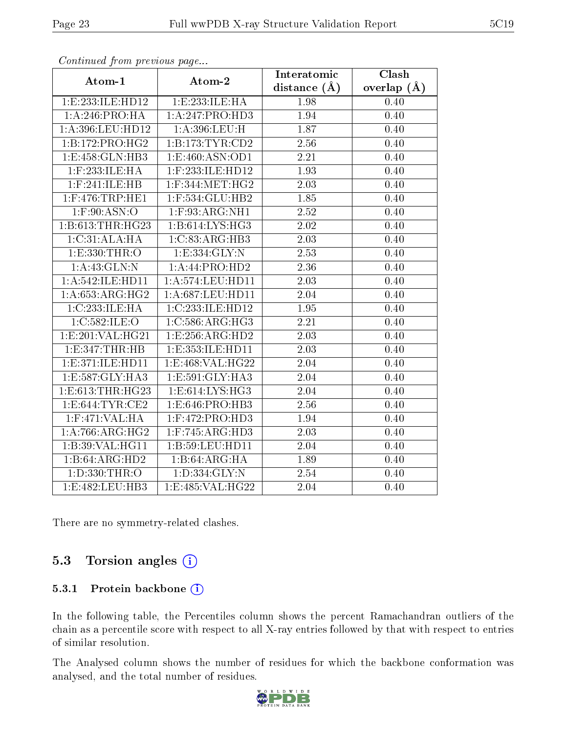*Continued from previous page...*

| Atom-1 | Atom-2 | Interatomic distance (Å) | Clash overlap (Å) |
|---|---|---|---|
| 1:E:233:ILE:HD12 | 1:E:233:ILE:HA | 1.98 | 0.40 |
| 1:A:246:PRO:HA | 1:A:247:PRO:HD3 | 1.94 | 0.40 |
| 1:A:396:LEU:HD12 | 1:A:396:LEU:H | 1.87 | 0.40 |
| 1:B:172:PRO:HG2 | 1:B:173:TYR:CD2 | 2.56 | 0.40 |
| 1:E:458:GLN:HB3 | 1:E:460:ASN:OD1 | 2.21 | 0.40 |
| 1:F:233:ILE:HA | 1:F:233:ILE:HD12 | 1.93 | 0.40 |
| 1:F:241:ILE:HB | 1:F:344:MET:HG2 | 2.03 | 0.40 |
| 1:F:476:TRP:HE1 | 1:F:534:GLU:HB2 | 1.85 | 0.40 |
| 1:F:90:ASN:O | 1:F:93:ARG:NH1 | 2.52 | 0.40 |
| 1:B:613:THR:HG23 | 1:B:614:LYS:HG3 | 2.02 | 0.40 |
| 1:C:31:ALA:HA | 1:C:83:ARG:HB3 | 2.03 | 0.40 |
| 1:E:330:THR:O | 1:E:334:GLY:N | 2.53 | 0.40 |
| 1:A:43:GLN:N | 1:A:44:PRO:HD2 | 2.36 | 0.40 |
| 1:A:542:ILE:HD11 | 1:A:574:LEU:HD11 | 2.03 | 0.40 |
| 1:A:653:ARG:HG2 | 1:A:687:LEU:HD11 | 2.04 | 0.40 |
| 1:C:233:ILE:HA | 1:C:233:ILE:HD12 | 1.95 | 0.40 |
| 1:C:582:ILE:O | 1:C:586:ARG:HG3 | 2.21 | 0.40 |
| 1:E:201:VAL:HG21 | 1:E:256:ARG:HD2 | 2.03 | 0.40 |
| 1:E:347:THR:HB | 1:E:353:ILE:HD11 | 2.03 | 0.40 |
| 1:E:371:ILE:HD11 | 1:E:468:VAL:HG22 | 2.04 | 0.40 |
| 1:E:587:GLY:HA3 | 1:E:591:GLY:HA3 | 2.04 | 0.40 |
| 1:E:613:THR:HG23 | 1:E:614:LYS:HG3 | 2.04 | 0.40 |
| 1:E:644:TYR:CE2 | 1:E:646:PRO:HB3 | 2.56 | 0.40 |
| 1:F:471:VAL:HA | 1:F:472:PRO:HD3 | 1.94 | 0.40 |
| 1:A:766:ARG:HG2 | 1:F:745:ARG:HD3 | 2.03 | 0.40 |
| 1:B:39:VAL:HG11 | 1:B:59:LEU:HD11 | 2.04 | 0.40 |
| 1:B:64:ARG:HD2 | 1:B:64:ARG:HA | 1.89 | 0.40 |
| 1:D:330:THR:O | 1:D:334:GLY:N | 2.54 | 0.40 |
| 1:E:482:LEU:HB3 | 1:E:485:VAL:HG22 | 2.04 | 0.40 |

There are no symmetry-related clashes.

## 5.3 Torsion angles

### 5.3.1 Protein backbone

In the following table, the Percentiles column shows the percent Ramachandran outliers of the chain as a percentile score with respect to all X-ray entries followed by that with respect to entries of similar resolution.

The Analysed column shows the number of residues for which the backbone conformation was analysed, and the total number of residues.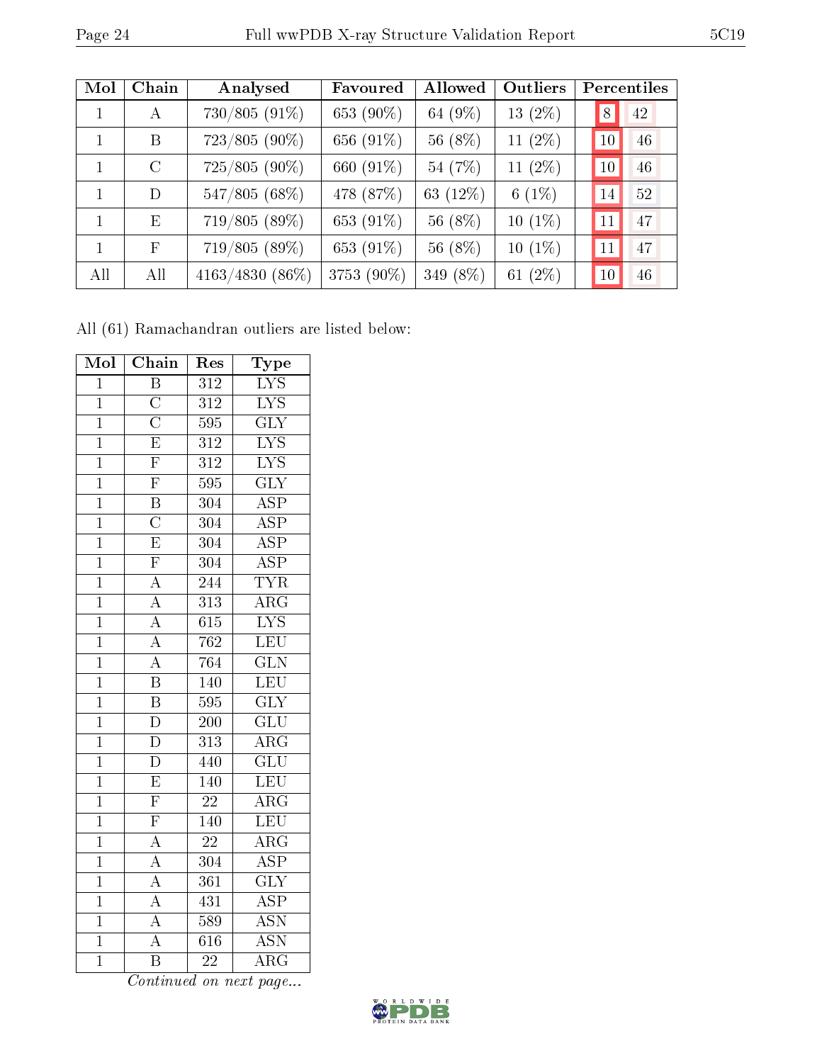| Mol | Chain | Analysed | Favoured | Allowed | Outliers | Percentiles | |
|---|---|---|---|---|---|---|---|
| 1 | A | 730/805 (91%) | 653 (90%) | 64 (9%) | 13 (2%) | 8 | 42 |
| 1 | B | 723/805 (90%) | 656 (91%) | 56 (8%) | 11 (2%) | 10 | 46 |
| 1 | C | 725/805 (90%) | 660 (91%) | 54 (7%) | 11 (2%) | 10 | 46 |
| 1 | D | 547/805 (68%) | 478 (87%) | 63 (12%) | 6 (1%) | 14 | 52 |
| 1 | E | 719/805 (89%) | 653 (91%) | 56 (8%) | 10 (1%) | 11 | 47 |
| 1 | F | 719/805 (89%) | 653 (91%) | 56 (8%) | 10 (1%) | 11 | 47 |
| All | All | 4163/4830 (86%) | 3753 (90%) | 349 (8%) | 61 (2%) | 10 | 46 |

All (61) Ramachandran outliers are listed below:

| Mol | Chain | Res | Type |
|---|---|---|---|
| 1 | B | 312 | LYS |
| 1 | C | 312 | LYS |
| 1 | C | 595 | GLY |
| 1 | E | 312 | LYS |
| 1 | F | 312 | LYS |
| 1 | F | 595 | GLY |
| 1 | B | 304 | ASP |
| 1 | C | 304 | ASP |
| 1 | E | 304 | ASP |
| 1 | F | 304 | ASP |
| 1 | A | 244 | TYR |
| 1 | A | 313 | ARG |
| 1 | A | 615 | LYS |
| 1 | A | 762 | LEU |
| 1 | A | 764 | GLN |
| 1 | B | 140 | LEU |
| 1 | B | 595 | GLY |
| 1 | D | 200 | GLU |
| 1 | D | 313 | ARG |
| 1 | D | 440 | GLU |
| 1 | E | 140 | LEU |
| 1 | F | 22 | ARG |
| 1 | F | 140 | LEU |
| 1 | A | 22 | ARG |
| 1 | A | 304 | ASP |
| 1 | A | 361 | GLY |
| 1 | A | 431 | ASP |
| 1 | A | 589 | ASN |
| 1 | A | 616 | ASN |
| 1 | B | 22 | ARG |

*Continued on next page...*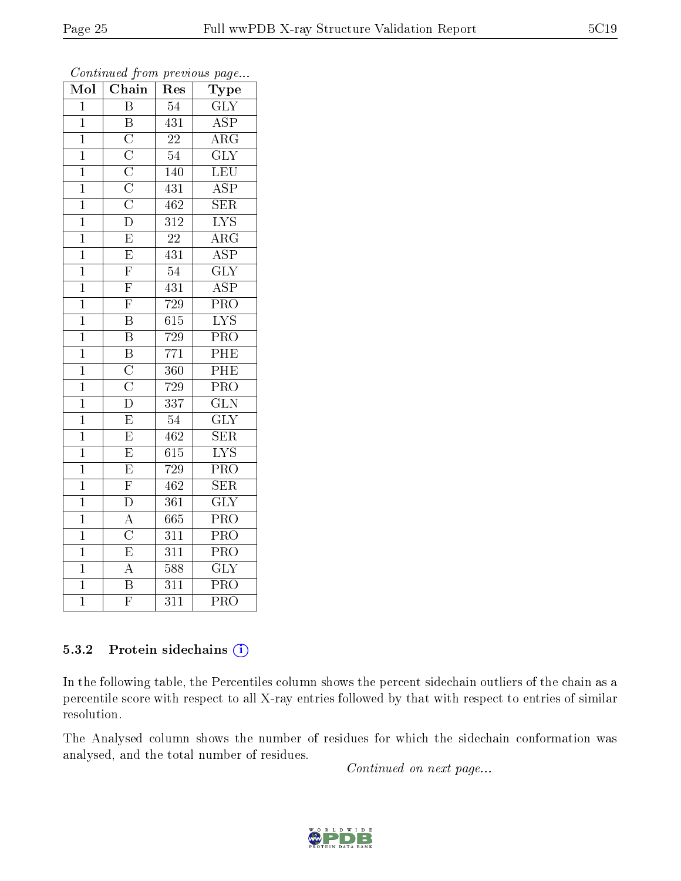*Continued from previous page...*

| Mol | Chain | Res | Type |
|---|---|---|---|
| 1 | B | 54 | GLY |
| 1 | B | 431 | ASP |
| 1 | C | 22 | ARG |
| 1 | C | 54 | GLY |
| 1 | C | 140 | LEU |
| 1 | C | 431 | ASP |
| 1 | C | 462 | SER |
| 1 | D | 312 | LYS |
| 1 | E | 22 | ARG |
| 1 | E | 431 | ASP |
| 1 | F | 54 | GLY |
| 1 | F | 431 | ASP |
| 1 | F | 729 | PRO |
| 1 | B | 615 | LYS |
| 1 | B | 729 | PRO |
| 1 | B | 771 | PHE |
| 1 | C | 360 | PHE |
| 1 | C | 729 | PRO |
| 1 | D | 337 | GLN |
| 1 | E | 54 | GLY |
| 1 | E | 462 | SER |
| 1 | E | 615 | LYS |
| 1 | E | 729 | PRO |
| 1 | F | 462 | SER |
| 1 | D | 361 | GLY |
| 1 | A | 665 | PRO |
| 1 | C | 311 | PRO |
| 1 | E | 311 | PRO |
| 1 | A | 588 | GLY |
| 1 | B | 311 | PRO |
| 1 | F | 311 | PRO |

### 5.3.2 Protein sidechains

In the following table, the Percentiles column shows the percent sidechain outliers of the chain as a percentile score with respect to all X-ray entries followed by that with respect to entries of similar resolution.

The Analysed column shows the number of residues for which the sidechain conformation was analysed, and the total number of residues.

*Continued on next page...*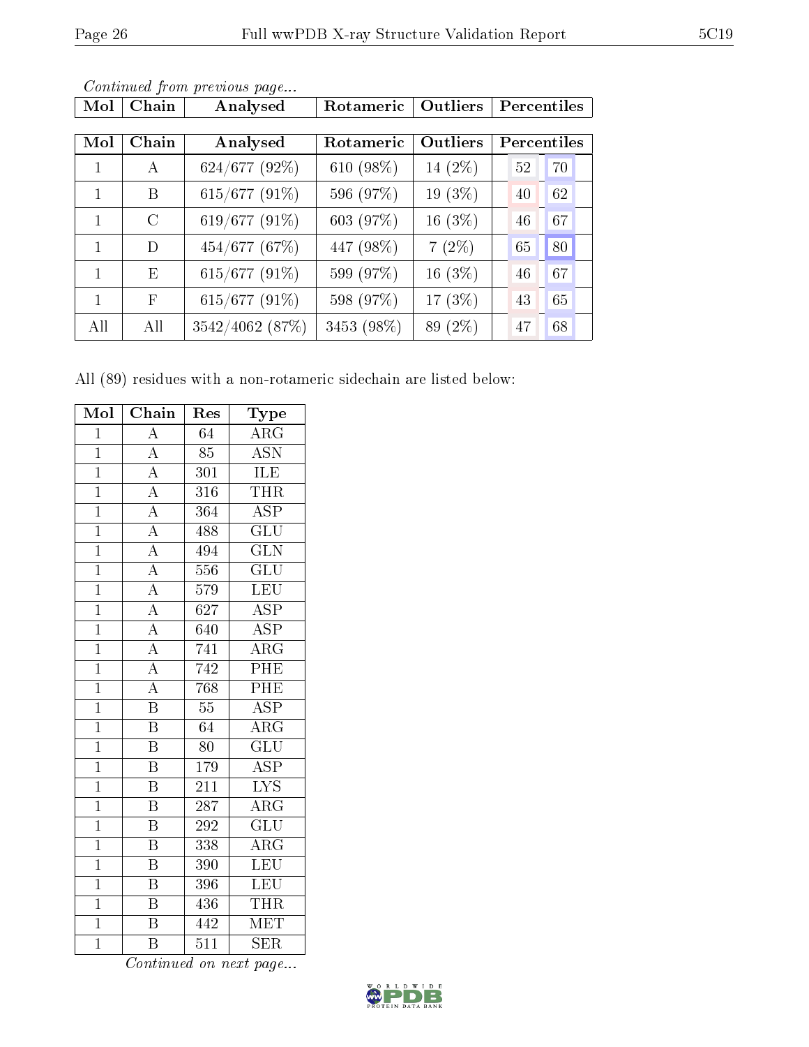*Continued from previous page...*

| Mol | Chain | Analysed | Rotameric | Outliers | Percentiles | |
|---|---|---|---|---|---|---|
| 1 | A | 624/677 (92%) | 610 (98%) | 14 (2%) | 52 | 70 |
| 1 | B | 615/677 (91%) | 596 (97%) | 19 (3%) | 40 | 62 |
| 1 | C | 619/677 (91%) | 603 (97%) | 16 (3%) | 46 | 67 |
| 1 | D | 454/677 (67%) | 447 (98%) | 7 (2%) | 65 | 80 |
| 1 | E | 615/677 (91%) | 599 (97%) | 16 (3%) | 46 | 67 |
| 1 | F | 615/677 (91%) | 598 (97%) | 17 (3%) | 43 | 65 |
| All | All | 3542/4062 (87%) | 3453 (98%) | 89 (2%) | 47 | 68 |

All (89) residues with a non-rotameric sidechain are listed below:

| Mol | Chain | Res | Type |
|---|---|---|---|
| 1 | A | 64 | ARG |
| 1 | A | 85 | ASN |
| 1 | A | 301 | ILE |
| 1 | A | 316 | THR |
| 1 | A | 364 | ASP |
| 1 | A | 488 | GLU |
| 1 | A | 494 | GLN |
| 1 | A | 556 | GLU |
| 1 | A | 579 | LEU |
| 1 | A | 627 | ASP |
| 1 | A | 640 | ASP |
| 1 | A | 741 | ARG |
| 1 | A | 742 | PHE |
| 1 | A | 768 | PHE |
| 1 | B | 55 | ASP |
| 1 | B | 64 | ARG |
| 1 | B | 80 | GLU |
| 1 | B | 179 | ASP |
| 1 | B | 211 | LYS |
| 1 | B | 287 | ARG |
| 1 | B | 292 | GLU |
| 1 | B | 338 | ARG |
| 1 | B | 390 | LEU |
| 1 | B | 396 | LEU |
| 1 | B | 436 | THR |
| 1 | B | 442 | MET |
| 1 | B | 511 | SER |

*Continued on next page...*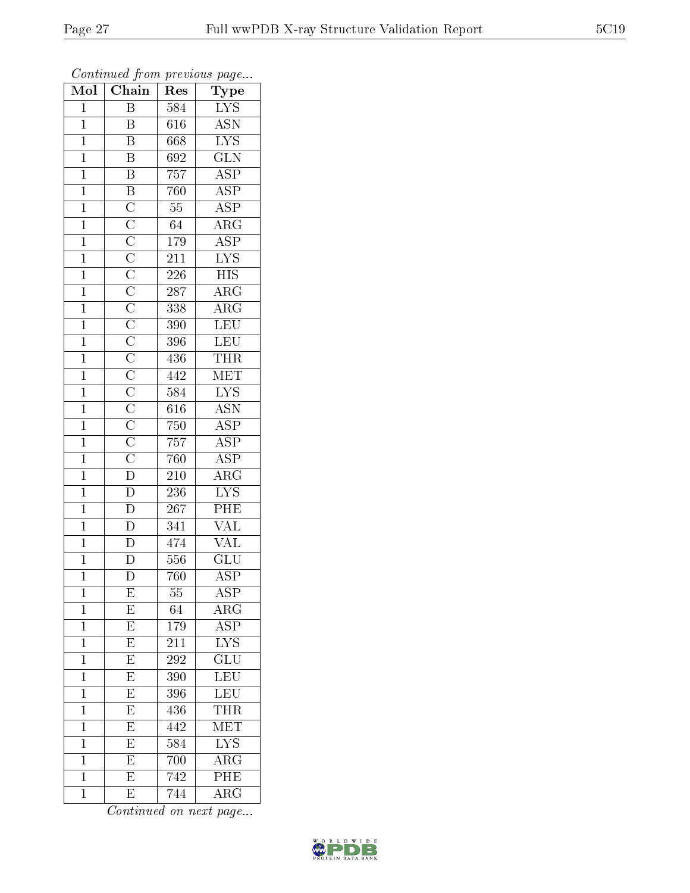*Continued from previous page...*

| Mol | Chain | Res | Type |
|---|---|---|---|
| 1 | B | 584 | LYS |
| 1 | B | 616 | ASN |
| 1 | B | 668 | LYS |
| 1 | B | 692 | GLN |
| 1 | B | 757 | ASP |
| 1 | B | 760 | ASP |
| 1 | C | 55 | ASP |
| 1 | C | 64 | ARG |
| 1 | C | 179 | ASP |
| 1 | C | 211 | LYS |
| 1 | C | 226 | HIS |
| 1 | C | 287 | ARG |
| 1 | C | 338 | ARG |
| 1 | C | 390 | LEU |
| 1 | C | 396 | LEU |
| 1 | C | 436 | THR |
| 1 | C | 442 | MET |
| 1 | C | 584 | LYS |
| 1 | C | 616 | ASN |
| 1 | C | 750 | ASP |
| 1 | C | 757 | ASP |
| 1 | C | 760 | ASP |
| 1 | D | 210 | ARG |
| 1 | D | 236 | LYS |
| 1 | D | 267 | PHE |
| 1 | D | 341 | VAL |
| 1 | D | 474 | VAL |
| 1 | D | 556 | GLU |
| 1 | D | 760 | ASP |
| 1 | E | 55 | ASP |
| 1 | E | 64 | ARG |
| 1 | E | 179 | ASP |
| 1 | E | 211 | LYS |
| 1 | E | 292 | GLU |
| 1 | E | 390 | LEU |
| 1 | E | 396 | LEU |
| 1 | E | 436 | THR |
| 1 | E | 442 | MET |
| 1 | E | 584 | LYS |
| 1 | E | 700 | ARG |
| 1 | E | 742 | PHE |
| 1 | E | 744 | ARG |

*Continued on next page...*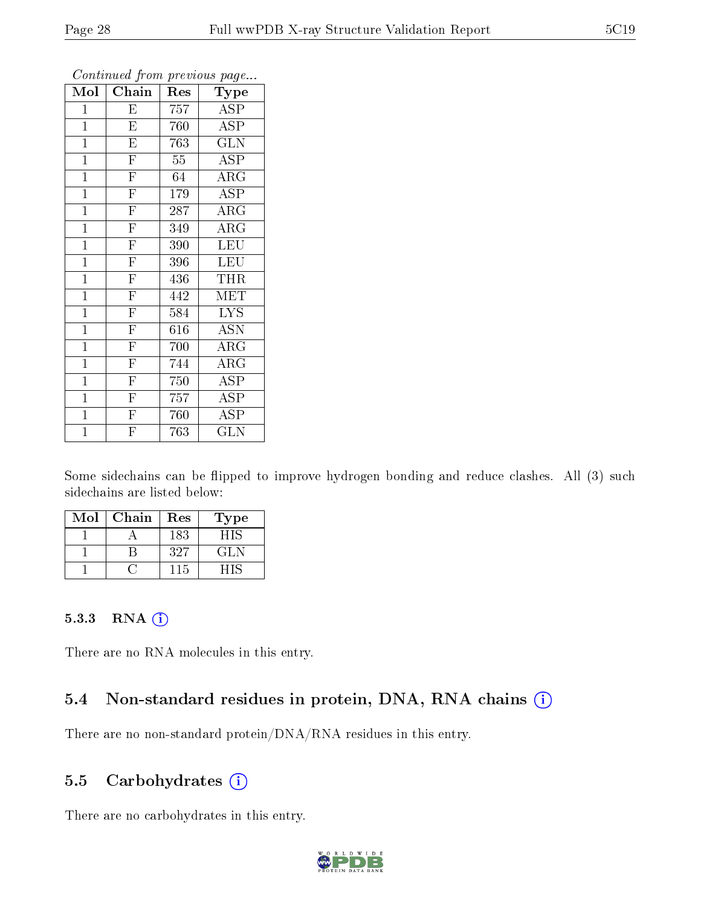*Continued from previous page...*

| Mol | Chain | Res | Type |
|---|---|---|---|
| 1 | E | 757 | ASP |
| 1 | E | 760 | ASP |
| 1 | E | 763 | GLN |
| 1 | F | 55 | ASP |
| 1 | F | 64 | ARG |
| 1 | F | 179 | ASP |
| 1 | F | 287 | ARG |
| 1 | F | 349 | ARG |
| 1 | F | 390 | LEU |
| 1 | F | 396 | LEU |
| 1 | F | 436 | THR |
| 1 | F | 442 | MET |
| 1 | F | 584 | LYS |
| 1 | F | 616 | ASN |
| 1 | F | 700 | ARG |
| 1 | F | 744 | ARG |
| 1 | F | 750 | ASP |
| 1 | F | 757 | ASP |
| 1 | F | 760 | ASP |
| 1 | F | 763 | GLN |

Some sidechains can be flipped to improve hydrogen bonding and reduce clashes. All (3) such sidechains are listed below:

| Mol | Chain | Res | Type |
|---|---|---|---|
| 1 | A | 183 | HIS |
| 1 | B | 327 | GLN |
| 1 | C | 115 | HIS |

#### 5.3.3 RNA

There are no RNA molecules in this entry.

### 5.4 Non-standard residues in protein, DNA, RNA chains

There are no non-standard protein/DNA/RNA residues in this entry.

### 5.5 Carbohydrates

There are no carbohydrates in this entry.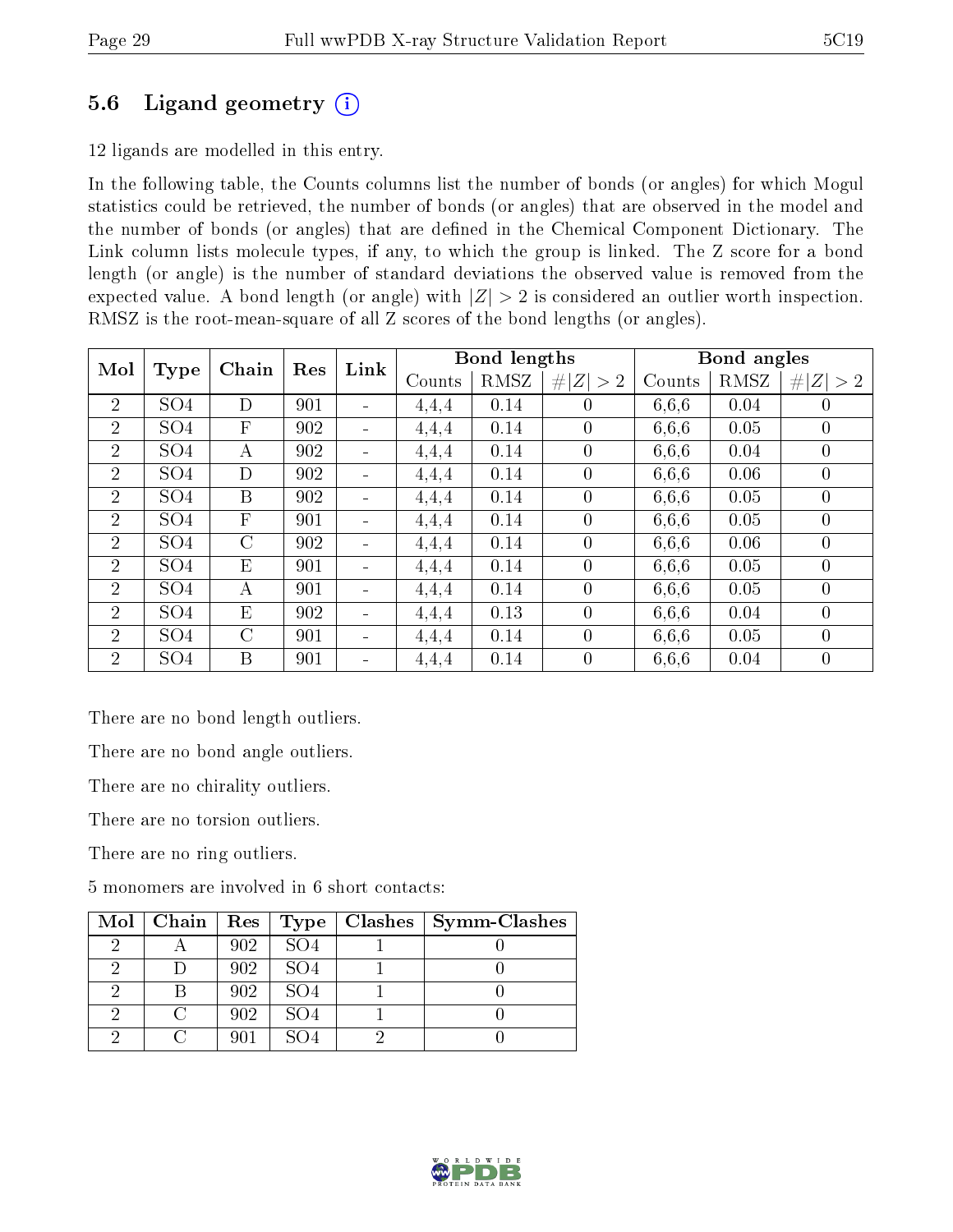## 5.6 Ligand geometry (i)

12 ligands are modelled in this entry.

In the following table, the Counts columns list the number of bonds (or angles) for which Mogul statistics could be retrieved, the number of bonds (or angles) that are observed in the model and the number of bonds (or angles) that are defined in the Chemical Component Dictionary. The Link column lists molecule types, if any, to which the group is linked. The Z score for a bond length (or angle) is the number of standard deviations the observed value is removed from the expected value. A bond length (or angle) with $|Z| > 2$ is considered an outlier worth inspection. RMSZ is the root-mean-square of all Z scores of the bond lengths (or angles).

| Mol | Type | Chain | Res | Link | Bond lengths | | | Bond angles | | |
|---|---|---|---|---|---|---|---|---|---|---|
| | | | | | Counts | RMSZ | $\#\|Z\| > 2$ | Counts | RMSZ | $\#\|Z\| > 2$ |
| 2 | SO4 | D | 901 | - | 4,4,4 | 0.14 | 0 | 6,6,6 | 0.04 | 0 |
| 2 | SO4 | F | 902 | - | 4,4,4 | 0.14 | 0 | 6,6,6 | 0.05 | 0 |
| 2 | SO4 | A | 902 | - | 4,4,4 | 0.14 | 0 | 6,6,6 | 0.04 | 0 |
| 2 | SO4 | D | 902 | - | 4,4,4 | 0.14 | 0 | 6,6,6 | 0.06 | 0 |
| 2 | SO4 | B | 902 | - | 4,4,4 | 0.14 | 0 | 6,6,6 | 0.05 | 0 |
| 2 | SO4 | F | 901 | - | 4,4,4 | 0.14 | 0 | 6,6,6 | 0.05 | 0 |
| 2 | SO4 | C | 902 | - | 4,4,4 | 0.14 | 0 | 6,6,6 | 0.06 | 0 |
| 2 | SO4 | E | 901 | - | 4,4,4 | 0.14 | 0 | 6,6,6 | 0.05 | 0 |
| 2 | SO4 | A | 901 | - | 4,4,4 | 0.14 | 0 | 6,6,6 | 0.05 | 0 |
| 2 | SO4 | E | 902 | - | 4,4,4 | 0.13 | 0 | 6,6,6 | 0.04 | 0 |
| 2 | SO4 | C | 901 | - | 4,4,4 | 0.14 | 0 | 6,6,6 | 0.05 | 0 |
| 2 | SO4 | B | 901 | - | 4,4,4 | 0.14 | 0 | 6,6,6 | 0.04 | 0 |

There are no bond length outliers.

There are no bond angle outliers.

There are no chirality outliers.

There are no torsion outliers.

There are no ring outliers.

5 monomers are involved in 6 short contacts:

| Mol | Chain | Res | Type | Clashes | Symm-Clashes |
|---|---|---|---|---|---|
| 2 | A | 902 | SO4 | 1 | 0 |
| 2 | D | 902 | SO4 | 1 | 0 |
| 2 | B | 902 | SO4 | 1 | 0 |
| 2 | C | 902 | SO4 | 1 | 0 |
| 2 | C | 901 | SO4 | 2 | 0 |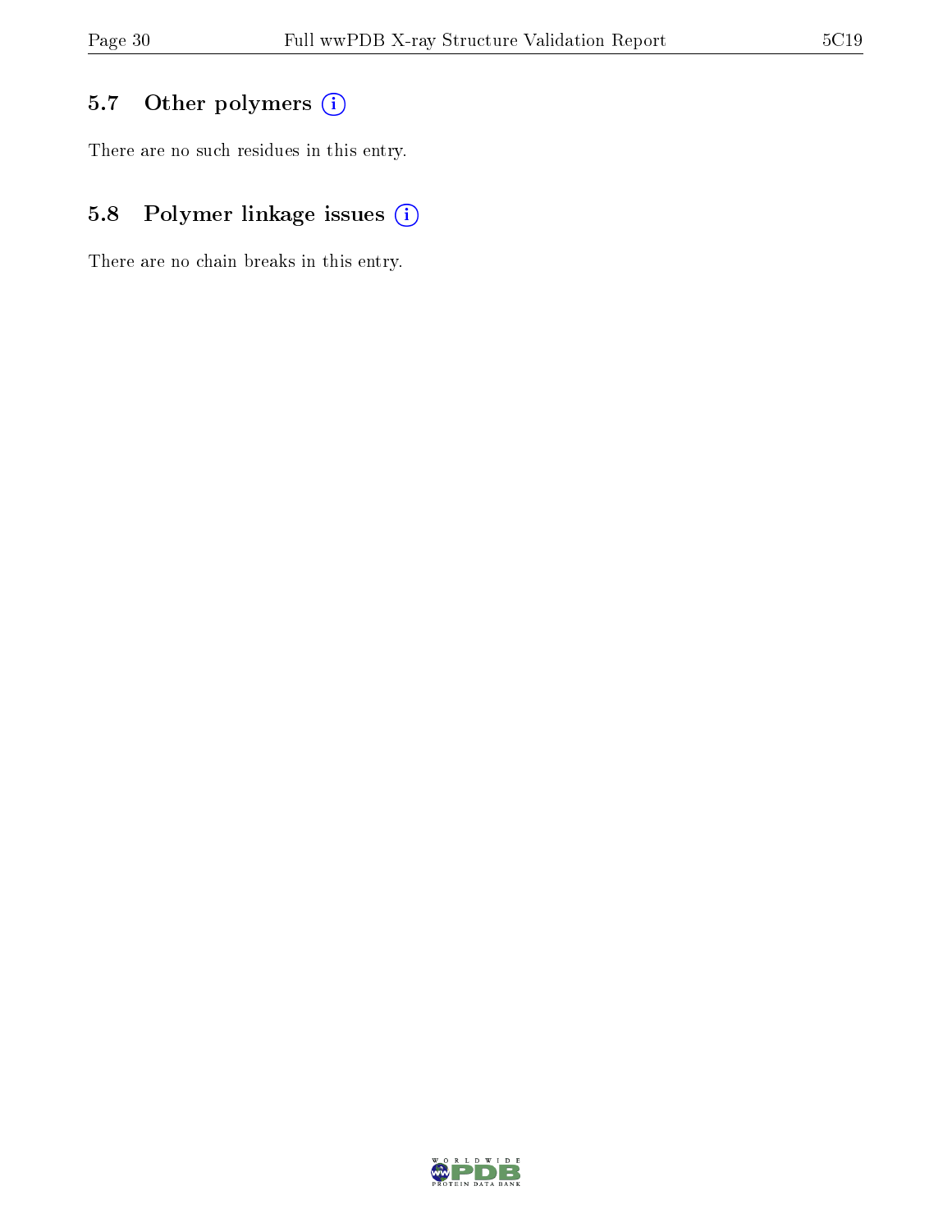## 5.7 Other polymers

There are no such residues in this entry.

## 5.8 Polymer linkage issues

There are no chain breaks in this entry.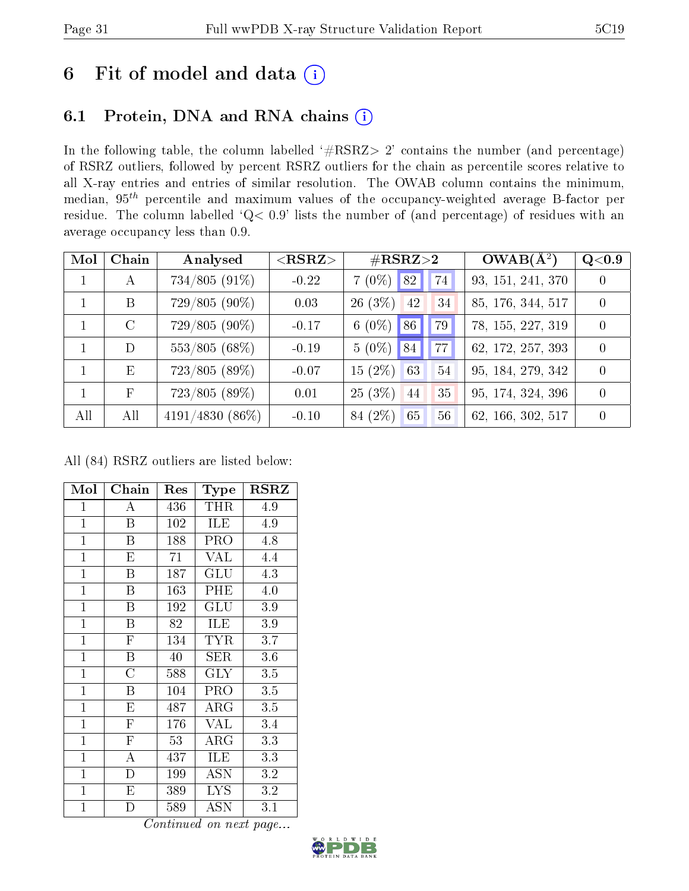# 6 Fit of model and data (i)

## 6.1 Protein, DNA and RNA chains (i)

In the following table, the column labelled '#RSRZ> 2' contains the number (and percentage) of RSRZ outliers, followed by percent RSRZ outliers for the chain as percentile scores relative to all X-ray entries and entries of similar resolution. The OWAB column contains the minimum, median, $95^{th}$ percentile and maximum values of the occupancy-weighted average B-factor per residue. The column labelled 'Q< 0.9' lists the number of (and percentage) of residues with an average occupancy less than 0.9.

| Mol | Chain | Analysed | <RSRZ> | #RSRZ>2 | | | OWAB(Å$^2$) | Q<0.9 |
|---|---|---|---|---|---|---|---|---|
| 1 | A | 734/805 (91%) | -0.22 | 7 (0%) | 82 | 74 | 93, 151, 241, 370 | 0 |
| 1 | B | 729/805 (90%) | 0.03 | 26 (3%) | 42 | 34 | 85, 176, 344, 517 | 0 |
| 1 | C | 729/805 (90%) | -0.17 | 6 (0%) | 86 | 79 | 78, 155, 227, 319 | 0 |
| 1 | D | 553/805 (68%) | -0.19 | 5 (0%) | 84 | 77 | 62, 172, 257, 393 | 0 |
| 1 | E | 723/805 (89%) | -0.07 | 15 (2%) | 63 | 54 | 95, 184, 279, 342 | 0 |
| 1 | F | 723/805 (89%) | 0.01 | 25 (3%) | 44 | 35 | 95, 174, 324, 396 | 0 |
| All | All | 4191/4830 (86%) | -0.10 | 84 (2%) | 65 | 56 | 62, 166, 302, 517 | 0 |

All (84) RSRZ outliers are listed below:

| Mol | Chain | Res | Type | RSRZ |
|---|---|---|---|---|
| 1 | A | 436 | THR | 4.9 |
| 1 | B | 102 | ILE | 4.9 |
| 1 | B | 188 | PRO | 4.8 |
| 1 | E | 71 | VAL | 4.4 |
| 1 | B | 187 | GLU | 4.3 |
| 1 | B | 163 | PHE | 4.0 |
| 1 | B | 192 | GLU | 3.9 |
| 1 | B | 82 | ILE | 3.9 |
| 1 | F | 134 | TYR | 3.7 |
| 1 | B | 40 | SER | 3.6 |
| 1 | C | 588 | GLY | 3.5 |
| 1 | B | 104 | PRO | 3.5 |
| 1 | E | 487 | ARG | 3.5 |
| 1 | F | 176 | VAL | 3.4 |
| 1 | F | 53 | ARG | 3.3 |
| 1 | A | 437 | ILE | 3.3 |
| 1 | D | 199 | ASN | 3.2 |
| 1 | E | 389 | LYS | 3.2 |
| 1 | D | 589 | ASN | 3.1 |

*Continued on next page...*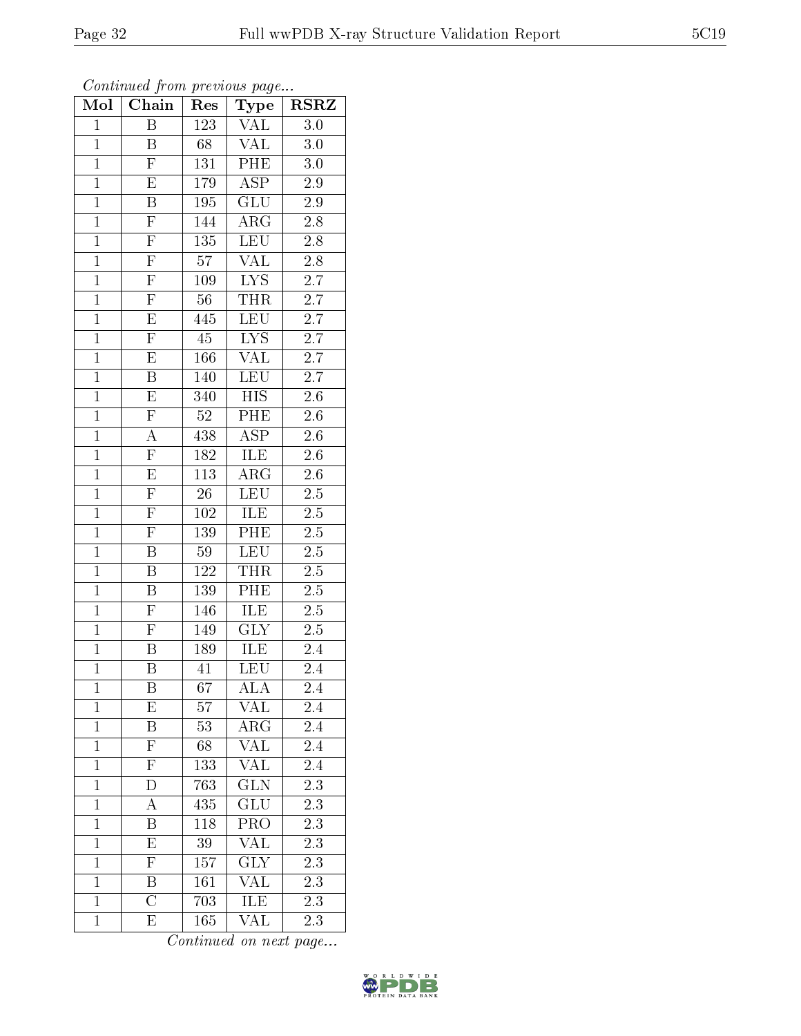*Continued from previous page...*

| Mol | Chain | Res | Type | RSRZ |
|---|---|---|---|---|
| 1 | B | 123 | VAL | 3.0 |
| 1 | B | 68 | VAL | 3.0 |
| 1 | F | 131 | PHE | 3.0 |
| 1 | E | 179 | ASP | 2.9 |
| 1 | B | 195 | GLU | 2.9 |
| 1 | F | 144 | ARG | 2.8 |
| 1 | F | 135 | LEU | 2.8 |
| 1 | F | 57 | VAL | 2.8 |
| 1 | F | 109 | LYS | 2.7 |
| 1 | F | 56 | THR | 2.7 |
| 1 | E | 445 | LEU | 2.7 |
| 1 | F | 45 | LYS | 2.7 |
| 1 | E | 166 | VAL | 2.7 |
| 1 | B | 140 | LEU | 2.7 |
| 1 | E | 340 | HIS | 2.6 |
| 1 | F | 52 | PHE | 2.6 |
| 1 | A | 438 | ASP | 2.6 |
| 1 | F | 182 | ILE | 2.6 |
| 1 | E | 113 | ARG | 2.6 |
| 1 | F | 26 | LEU | 2.5 |
| 1 | F | 102 | ILE | 2.5 |
| 1 | F | 139 | PHE | 2.5 |
| 1 | B | 59 | LEU | 2.5 |
| 1 | B | 122 | THR | 2.5 |
| 1 | B | 139 | PHE | 2.5 |
| 1 | F | 146 | ILE | 2.5 |
| 1 | F | 149 | GLY | 2.5 |
| 1 | B | 189 | ILE | 2.4 |
| 1 | B | 41 | LEU | 2.4 |
| 1 | B | 67 | ALA | 2.4 |
| 1 | E | 57 | VAL | 2.4 |
| 1 | B | 53 | ARG | 2.4 |
| 1 | F | 68 | VAL | 2.4 |
| 1 | F | 133 | VAL | 2.4 |
| 1 | D | 763 | GLN | 2.3 |
| 1 | A | 435 | GLU | 2.3 |
| 1 | B | 118 | PRO | 2.3 |
| 1 | E | 39 | VAL | 2.3 |
| 1 | F | 157 | GLY | 2.3 |
| 1 | B | 161 | VAL | 2.3 |
| 1 | C | 703 | ILE | 2.3 |
| 1 | E | 165 | VAL | 2.3 |

*Continued on next page...*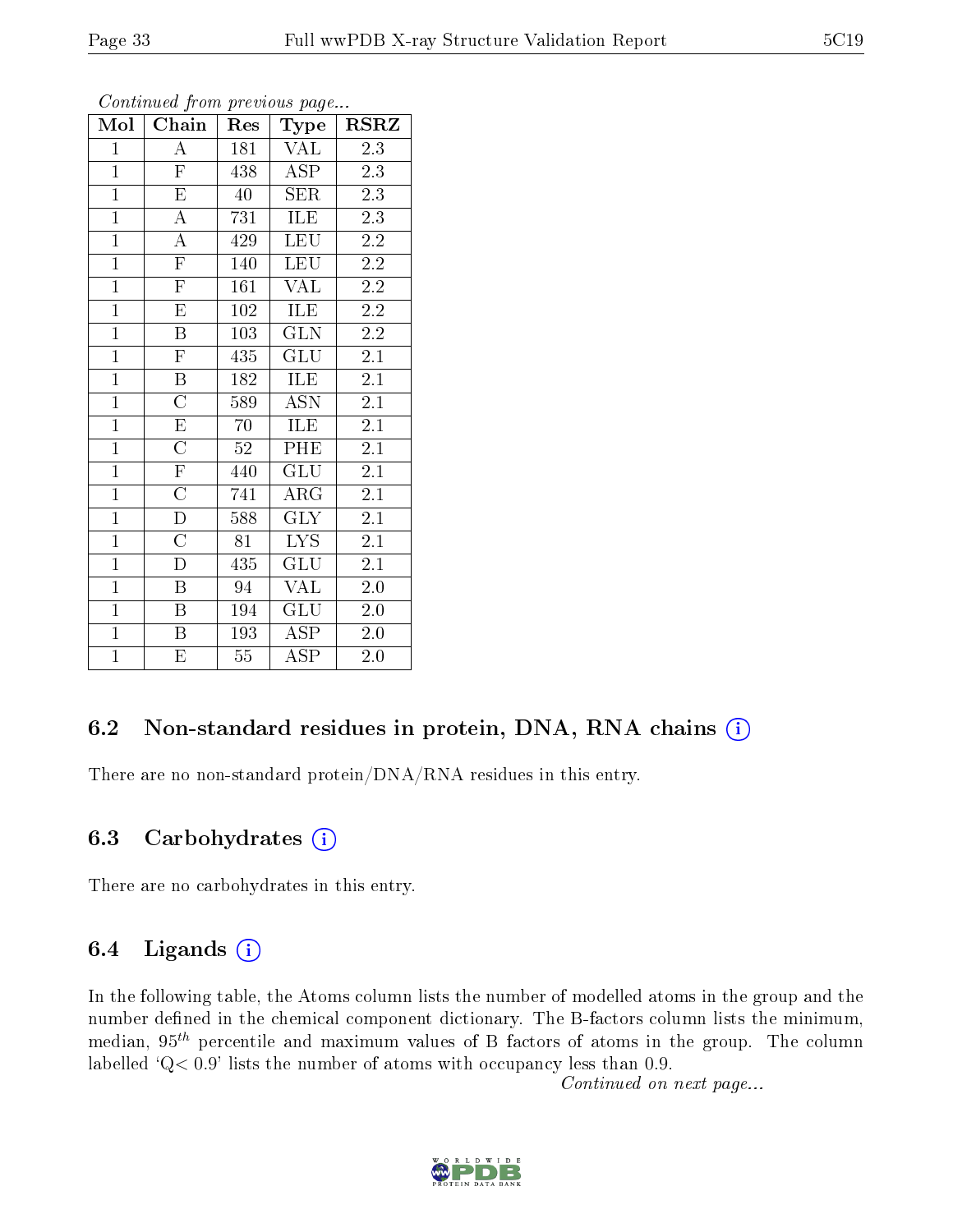*Continued from previous page...*

| Mol | Chain | Res | Type | RSRZ |
|---|---|---|---|---|
| 1 | A | 181 | VAL | 2.3 |
| 1 | F | 438 | ASP | 2.3 |
| 1 | E | 40 | SER | 2.3 |
| 1 | A | 731 | ILE | 2.3 |
| 1 | A | 429 | LEU | 2.2 |
| 1 | F | 140 | LEU | 2.2 |
| 1 | F | 161 | VAL | 2.2 |
| 1 | E | 102 | ILE | 2.2 |
| 1 | B | 103 | GLN | 2.2 |
| 1 | F | 435 | GLU | 2.1 |
| 1 | B | 182 | ILE | 2.1 |
| 1 | C | 589 | ASN | 2.1 |
| 1 | E | 70 | ILE | 2.1 |
| 1 | C | 52 | PHE | 2.1 |
| 1 | F | 440 | GLU | 2.1 |
| 1 | C | 741 | ARG | 2.1 |
| 1 | D | 588 | GLY | 2.1 |
| 1 | C | 81 | LYS | 2.1 |
| 1 | D | 435 | GLU | 2.1 |
| 1 | B | 94 | VAL | 2.0 |
| 1 | B | 194 | GLU | 2.0 |
| 1 | B | 193 | ASP | 2.0 |
| 1 | E | 55 | ASP | 2.0 |

### 6.2 Non-standard residues in protein, DNA, RNA chains

There are no non-standard protein/DNA/RNA residues in this entry.

### 6.3 Carbohydrates

There are no carbohydrates in this entry.

### 6.4 Ligands

In the following table, the Atoms column lists the number of modelled atoms in the group and the number defined in the chemical component dictionary. The B-factors column lists the minimum, median, $95^{th}$ percentile and maximum values of B factors of atoms in the group. The column labelled 'Q< 0.9' lists the number of atoms with occupancy less than 0.9.

*Continued on next page...*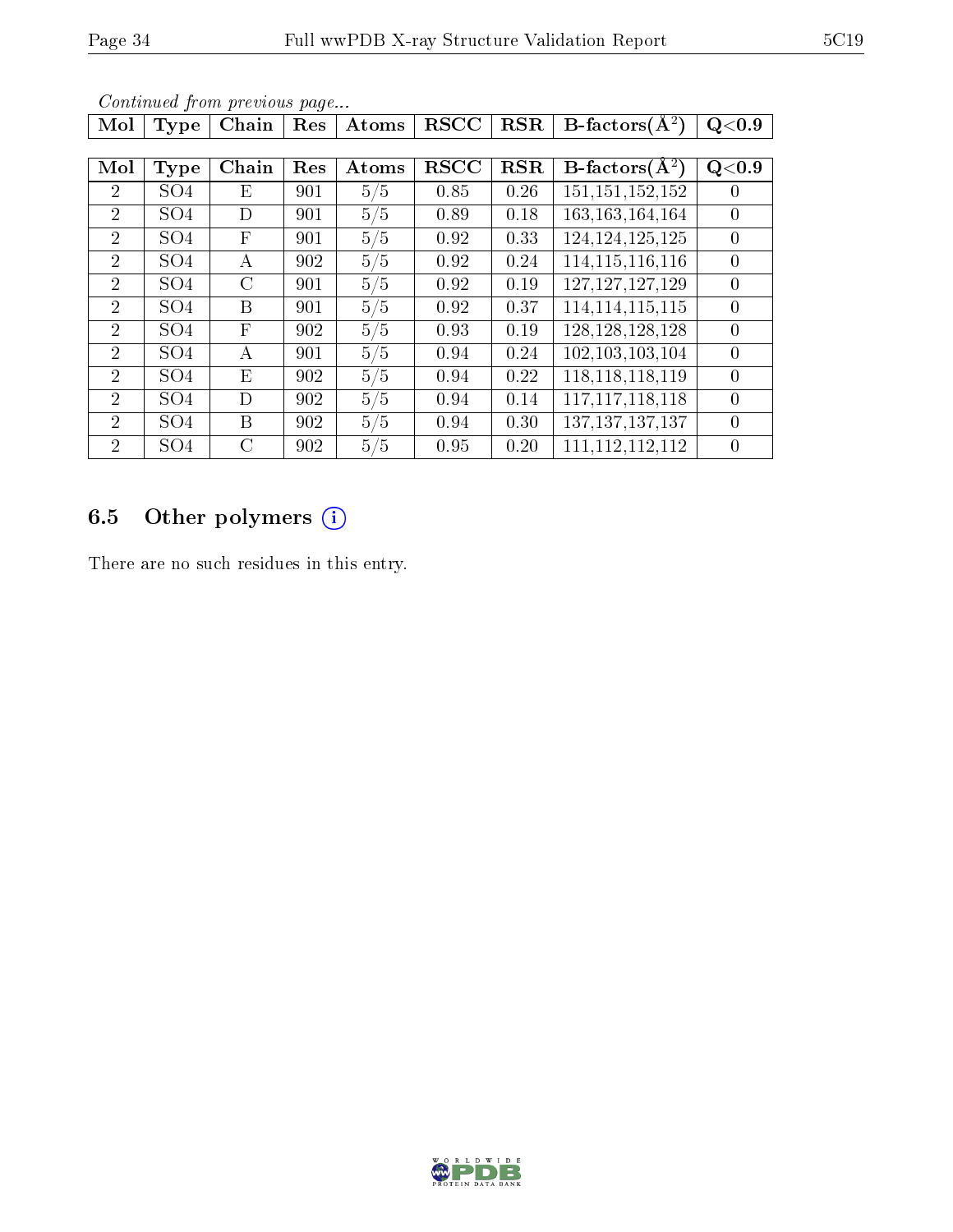*Continued from previous page...*

| Mol | Type | Chain | Res | Atoms | RSCC | RSR | B-factors($\AA^2$) | Q<0.9 |
|---|---|---|---|---|---|---|---|---|
| 2 | SO4 | E | 901 | 5/5 | 0.85 | 0.26 | 151,151,152,152 | 0 |
| 2 | SO4 | D | 901 | 5/5 | 0.89 | 0.18 | 163,163,164,164 | 0 |
| 2 | SO4 | F | 901 | 5/5 | 0.92 | 0.33 | 124,124,125,125 | 0 |
| 2 | SO4 | A | 902 | 5/5 | 0.92 | 0.24 | 114,115,116,116 | 0 |
| 2 | SO4 | C | 901 | 5/5 | 0.92 | 0.19 | 127,127,127,129 | 0 |
| 2 | SO4 | B | 901 | 5/5 | 0.92 | 0.37 | 114,114,115,115 | 0 |
| 2 | SO4 | F | 902 | 5/5 | 0.93 | 0.19 | 128,128,128,128 | 0 |
| 2 | SO4 | A | 901 | 5/5 | 0.94 | 0.24 | 102,103,103,104 | 0 |
| 2 | SO4 | E | 902 | 5/5 | 0.94 | 0.22 | 118,118,118,119 | 0 |
| 2 | SO4 | D | 902 | 5/5 | 0.94 | 0.14 | 117,117,118,118 | 0 |
| 2 | SO4 | B | 902 | 5/5 | 0.94 | 0.30 | 137,137,137,137 | 0 |
| 2 | SO4 | C | 902 | 5/5 | 0.95 | 0.20 | 111,112,112,112 | 0 |

### 6.5 Other polymers

There are no such residues in this entry.